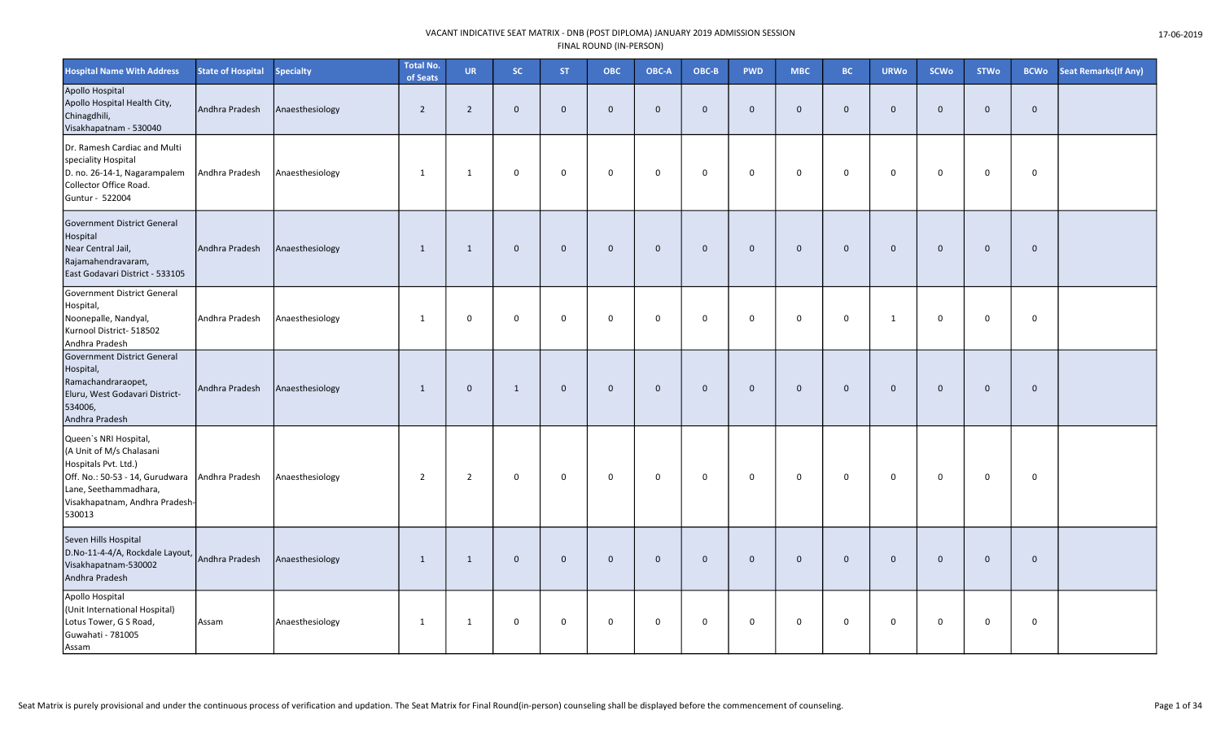# VACANT INDICATIVE SEAT MATRIX - DNB (POST DIPLOMA) JANUARY 2019 ADMISSION SESSION

FINAL ROUND (IN-PERSON)

17-06-2019

| Hospital Name With Address | State of Hospital | Specialty | Total No. of Seats | UR | SC | ST | OBC | OBC-A | OBC-B | PWD | MBC | BC | URWo | SCWo | STWo | BCWo | Seat Remarks(If Any) |
|---|---|---|---|---|---|---|---|---|---|---|---|---|---|---|---|---|---|
| Apollo Hospital Apollo Hospital Health City, Chinagdhili, Visakhapatnam - 530040 | Andhra Pradesh | Anaesthesiology | 2 | 2 | 0 | 0 | 0 | 0 | 0 | 0 | 0 | 0 | 0 | 0 | 0 | 0 | |
| Dr. Ramesh Cardiac and Multi speciality Hospital D. no. 26-14-1, Nagarampalem Collector Office Road. Guntur - 522004 | Andhra Pradesh | Anaesthesiology | 1 | 1 | 0 | 0 | 0 | 0 | 0 | 0 | 0 | 0 | 0 | 0 | 0 | 0 | |
| Government District General Hospital Near Central Jail, Rajamahendravaram, East Godavari District - 533105 | Andhra Pradesh | Anaesthesiology | 1 | 1 | 0 | 0 | 0 | 0 | 0 | 0 | 0 | 0 | 0 | 0 | 0 | 0 | |
| Government District General Hospital, Noonepalle, Nandyal, Kurnool District- 518502 Andhra Pradesh | Andhra Pradesh | Anaesthesiology | 1 | 0 | 0 | 0 | 0 | 0 | 0 | 0 | 0 | 0 | 1 | 0 | 0 | 0 | |
| Government District General Hospital, Ramachandraraopet, Eluru, West Godavari District- 534006, Andhra Pradesh | Andhra Pradesh | Anaesthesiology | 1 | 0 | 1 | 0 | 0 | 0 | 0 | 0 | 0 | 0 | 0 | 0 | 0 | 0 | |
| Queen`s NRI Hospital, (A Unit of M/s Chalasani Hospitals Pvt. Ltd.) Off. No.: 50-53 - 14, Gurudwara Lane, Seethammadhara, Visakhapatnam, Andhra Pradesh-530013 | Andhra Pradesh | Anaesthesiology | 2 | 2 | 0 | 0 | 0 | 0 | 0 | 0 | 0 | 0 | 0 | 0 | 0 | 0 | |
| Seven Hills Hospital D.No-11-4-4/A, Rockdale Layout, Visakhapatnam-530002 Andhra Pradesh | Andhra Pradesh | Anaesthesiology | 1 | 1 | 0 | 0 | 0 | 0 | 0 | 0 | 0 | 0 | 0 | 0 | 0 | 0 | |
| Apollo Hospital (Unit International Hospital) Lotus Tower, G S Road, Guwahati - 781005 Assam | Assam | Anaesthesiology | 1 | 1 | 0 | 0 | 0 | 0 | 0 | 0 | 0 | 0 | 0 | 0 | 0 | 0 | |

Seat Matrix is purely provisional and under the continuous process of verification and updation. The Seat Matrix for Final Round(in-person) counseling shall be displayed before the commencement of counseling.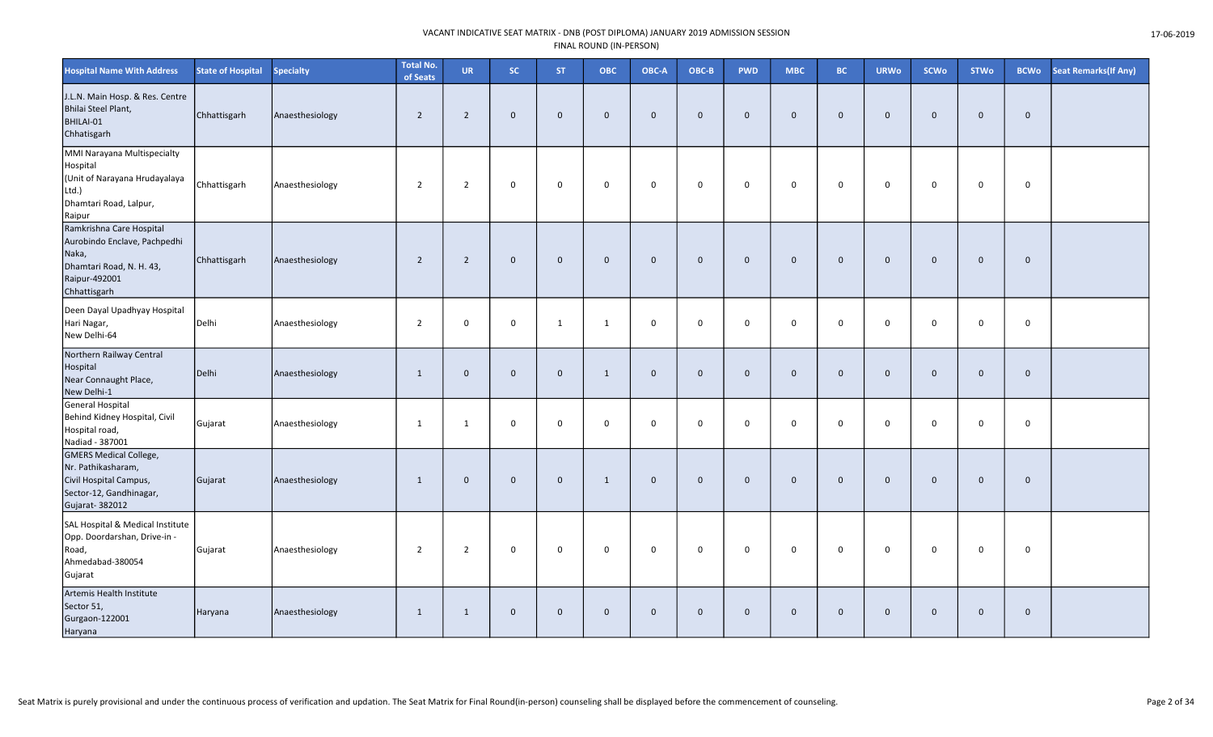| Hospital Name With Address | State of Hospital | Specialty | Total No. of Seats | UR | SC | ST | OBC | OBC-A | OBC-B | PWD | MBC | BC | URWo | SCWo | STWo | BCWo | Seat Remarks(If Any) |
|---|---|---|---|---|---|---|---|---|---|---|---|---|---|---|---|---|---|
| J.L.N. Main Hosp. & Res. Centre Bhilai Steel Plant, BHILAI-01 Chhatisgarh | Chhattisgarh | Anaesthesiology | 2 | 2 | 0 | 0 | 0 | 0 | 0 | 0 | 0 | 0 | 0 | 0 | 0 | 0 | |
| MMI Narayana Multispecialty Hospital (Unit of Narayana Hrudayalaya Ltd.) Dhamtari Road, Lalpur, Raipur | Chhattisgarh | Anaesthesiology | 2 | 2 | 0 | 0 | 0 | 0 | 0 | 0 | 0 | 0 | 0 | 0 | 0 | 0 | |
| Ramkrishna Care Hospital Aurobindo Enclave, Pachpedhi Naka, Dhamtari Road, N. H. 43, Raipur-492001 Chhattisgarh | Chhattisgarh | Anaesthesiology | 2 | 2 | 0 | 0 | 0 | 0 | 0 | 0 | 0 | 0 | 0 | 0 | 0 | 0 | |
| Deen Dayal Upadhyay Hospital Hari Nagar, New Delhi-64 | Delhi | Anaesthesiology | 2 | 0 | 0 | 1 | 1 | 0 | 0 | 0 | 0 | 0 | 0 | 0 | 0 | 0 | |
| Northern Railway Central Hospital Near Connaught Place, New Delhi-1 | Delhi | Anaesthesiology | 1 | 0 | 0 | 0 | 1 | 0 | 0 | 0 | 0 | 0 | 0 | 0 | 0 | 0 | |
| General Hospital Behind Kidney Hospital, Civil Hospital road, Nadiad - 387001 | Gujarat | Anaesthesiology | 1 | 1 | 0 | 0 | 0 | 0 | 0 | 0 | 0 | 0 | 0 | 0 | 0 | 0 | |
| GMERS Medical College, Nr. Pathikasharam, Civil Hospital Campus, Sector-12, Gandhinagar, Gujarat- 382012 | Gujarat | Anaesthesiology | 1 | 0 | 0 | 0 | 1 | 0 | 0 | 0 | 0 | 0 | 0 | 0 | 0 | 0 | |
| SAL Hospital & Medical Institute Opp. Doordarshan, Drive-in - Road, Ahmedabad-380054 Gujarat | Gujarat | Anaesthesiology | 2 | 2 | 0 | 0 | 0 | 0 | 0 | 0 | 0 | 0 | 0 | 0 | 0 | 0 | |
| Artemis Health Institute Sector 51, Gurgaon-122001 Haryana | Haryana | Anaesthesiology | 1 | 1 | 0 | 0 | 0 | 0 | 0 | 0 | 0 | 0 | 0 | 0 | 0 | 0 | |

Seat Matrix is purely provisional and under the continuous process of verification and updation. The Seat Matrix for Final Round(in-person) counseling shall be displayed before the commencement of counseling.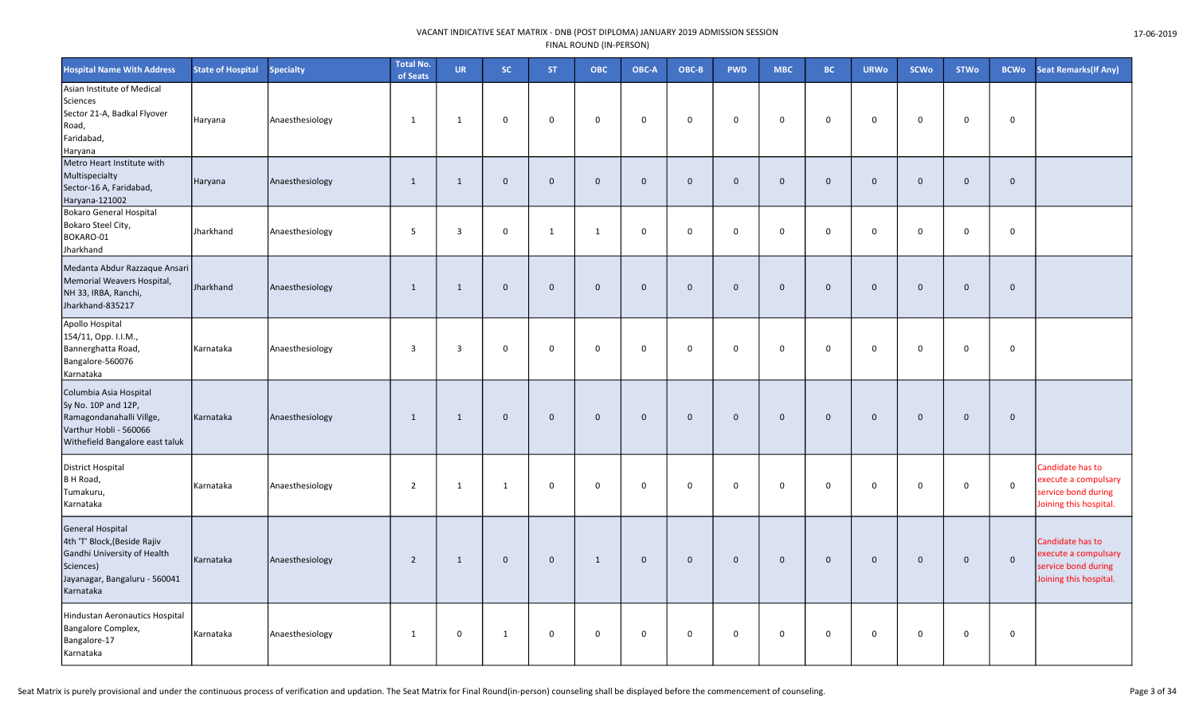VACANT INDICATIVE SEAT MATRIX - DNB (POST DIPLOMA) JANUARY 2019 ADMISSION SESSION
FINAL ROUND (IN-PERSON)

| Hospital Name With Address | State of Hospital | Specialty | Total No. of Seats | UR | SC | ST | OBC | OBC-A | OBC-B | PWD | MBC | BC | URWo | SCWo | STWo | BCWo | Seat Remarks(If Any) |
|---|---|---|---|---|---|---|---|---|---|---|---|---|---|---|---|---|---|
| Asian Institute of Medical Sciences Sector 21-A, Badkal Flyover Road, Faridabad, Haryana | Haryana | Anaesthesiology | 1 | 1 | 0 | 0 | 0 | 0 | 0 | 0 | 0 | 0 | 0 | 0 | 0 | 0 | |
| Metro Heart Institute with Multispecialty Sector-16 A, Faridabad, Haryana-121002 | Haryana | Anaesthesiology | 1 | 1 | 0 | 0 | 0 | 0 | 0 | 0 | 0 | 0 | 0 | 0 | 0 | 0 | |
| Bokaro General Hospital Bokaro Steel City, BOKARO-01 Jharkhand | Jharkhand | Anaesthesiology | 5 | 3 | 0 | 1 | 1 | 0 | 0 | 0 | 0 | 0 | 0 | 0 | 0 | 0 | |
| Medanta Abdur Razzaque Ansari Memorial Weavers Hospital, NH 33, IRBA, Ranchi, Jharkhand-835217 | Jharkhand | Anaesthesiology | 1 | 1 | 0 | 0 | 0 | 0 | 0 | 0 | 0 | 0 | 0 | 0 | 0 | 0 | |
| Apollo Hospital 154/11, Opp. I.I.M., Bannerghatta Road, Bangalore-560076 Karnataka | Karnataka | Anaesthesiology | 3 | 3 | 0 | 0 | 0 | 0 | 0 | 0 | 0 | 0 | 0 | 0 | 0 | 0 | |
| Columbia Asia Hospital Sy No. 10P and 12P, Ramagondanahalli Villge, Varthur Hobli - 560066 Withefield Bangalore east taluk | Karnataka | Anaesthesiology | 1 | 1 | 0 | 0 | 0 | 0 | 0 | 0 | 0 | 0 | 0 | 0 | 0 | 0 | |
| District Hospital B H Road, Tumakuru, Karnataka | Karnataka | Anaesthesiology | 2 | 1 | 1 | 0 | 0 | 0 | 0 | 0 | 0 | 0 | 0 | 0 | 0 | 0 | Candidate has to execute a compulsary service bond during Joining this hospital. |
| General Hospital 4th 'T' Block,(Beside Rajiv Gandhi University of Health Sciences) Jayanagar, Bangaluru - 560041 Karnataka | Karnataka | Anaesthesiology | 2 | 1 | 0 | 0 | 1 | 0 | 0 | 0 | 0 | 0 | 0 | 0 | 0 | 0 | Candidate has to execute a compulsary service bond during Joining this hospital. |
| Hindustan Aeronautics Hospital Bangalore Complex, Bangalore-17 Karnataka | Karnataka | Anaesthesiology | 1 | 0 | 1 | 0 | 0 | 0 | 0 | 0 | 0 | 0 | 0 | 0 | 0 | 0 | |

Seat Matrix is purely provisional and under the continuous process of verification and updation. The Seat Matrix for Final Round(in-person) counseling shall be displayed before the commencement of counseling.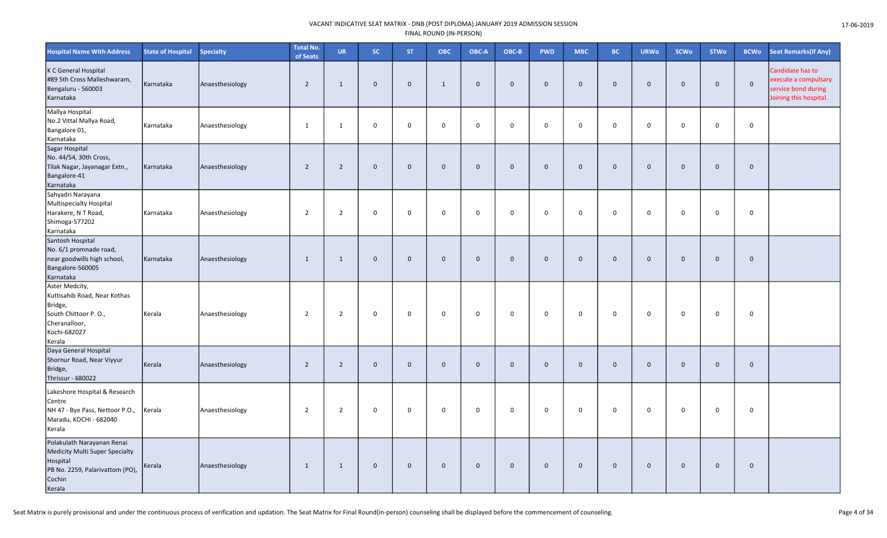VACANT INDICATIVE SEAT MATRIX - DNB (POST DIPLOMA) JANUARY 2019 ADMISSION SESSION
FINAL ROUND (IN-PERSON)

| Hospital Name With Address | State of Hospital | Specialty | Total No. of Seats | UR | SC | ST | OBC | OBC-A | OBC-B | PWD | MBC | BC | URWo | SCWo | STWo | BCWo | Seat Remarks(If Any) |
|---|---|---|---|---|---|---|---|---|---|---|---|---|---|---|---|---|---|
| K C General Hospital #89 5th Cross Malleshwaram, Bengaluru - 560003 Karnataka | Karnataka | Anaesthesiology | 2 | 1 | 0 | 0 | 1 | 0 | 0 | 0 | 0 | 0 | 0 | 0 | 0 | 0 | Candidate has to execute a compulsary service bond during Joining this hospital. |
| Mallya Hospital No.2 Vittal Mallya Road, Bangalore 01, Karnataka | Karnataka | Anaesthesiology | 1 | 1 | 0 | 0 | 0 | 0 | 0 | 0 | 0 | 0 | 0 | 0 | 0 | 0 | |
| Sagar Hospital No. 44/54, 30th Cross, Tilak Nagar, Jayanagar Extn., Bangalore-41 Karnataka | Karnataka | Anaesthesiology | 2 | 2 | 0 | 0 | 0 | 0 | 0 | 0 | 0 | 0 | 0 | 0 | 0 | 0 | |
| Sahyadri Narayana Multispecialty Hospital Harakere, N T Road, Shimoga-577202 Karnataka | Karnataka | Anaesthesiology | 2 | 2 | 0 | 0 | 0 | 0 | 0 | 0 | 0 | 0 | 0 | 0 | 0 | 0 | |
| Santosh Hospital No. 6/1 promnade road, near goodwills high school, Bangalore-560005 Karnataka | Karnataka | Anaesthesiology | 1 | 1 | 0 | 0 | 0 | 0 | 0 | 0 | 0 | 0 | 0 | 0 | 0 | 0 | |
| Aster Medcity, Kuttisahib Road, Near Kothas Bridge, South Chittoor P. O., Cheranalloor, Kochi-682027 Kerala | Kerala | Anaesthesiology | 2 | 2 | 0 | 0 | 0 | 0 | 0 | 0 | 0 | 0 | 0 | 0 | 0 | 0 | |
| Daya General Hospital Shornur Road, Near Viyyur Bridge, Thrissur - 680022 | Kerala | Anaesthesiology | 2 | 2 | 0 | 0 | 0 | 0 | 0 | 0 | 0 | 0 | 0 | 0 | 0 | 0 | |
| Lakeshore Hospital & Research Centre NH 47 - Bye Pass, Nettoor P.O., Maradu, KOCHI - 682040 Kerala | Kerala | Anaesthesiology | 2 | 2 | 0 | 0 | 0 | 0 | 0 | 0 | 0 | 0 | 0 | 0 | 0 | 0 | |
| Polakulath Narayanan Renai Medicity Multi Super Specialty Hospital PB No. 2259, Palarivattom (PO), Cochin Kerala | Kerala | Anaesthesiology | 1 | 1 | 0 | 0 | 0 | 0 | 0 | 0 | 0 | 0 | 0 | 0 | 0 | 0 | |

Seat Matrix is purely provisional and under the continuous process of verification and updation. The Seat Matrix for Final Round(in-person) counseling shall be displayed before the commencement of counseling.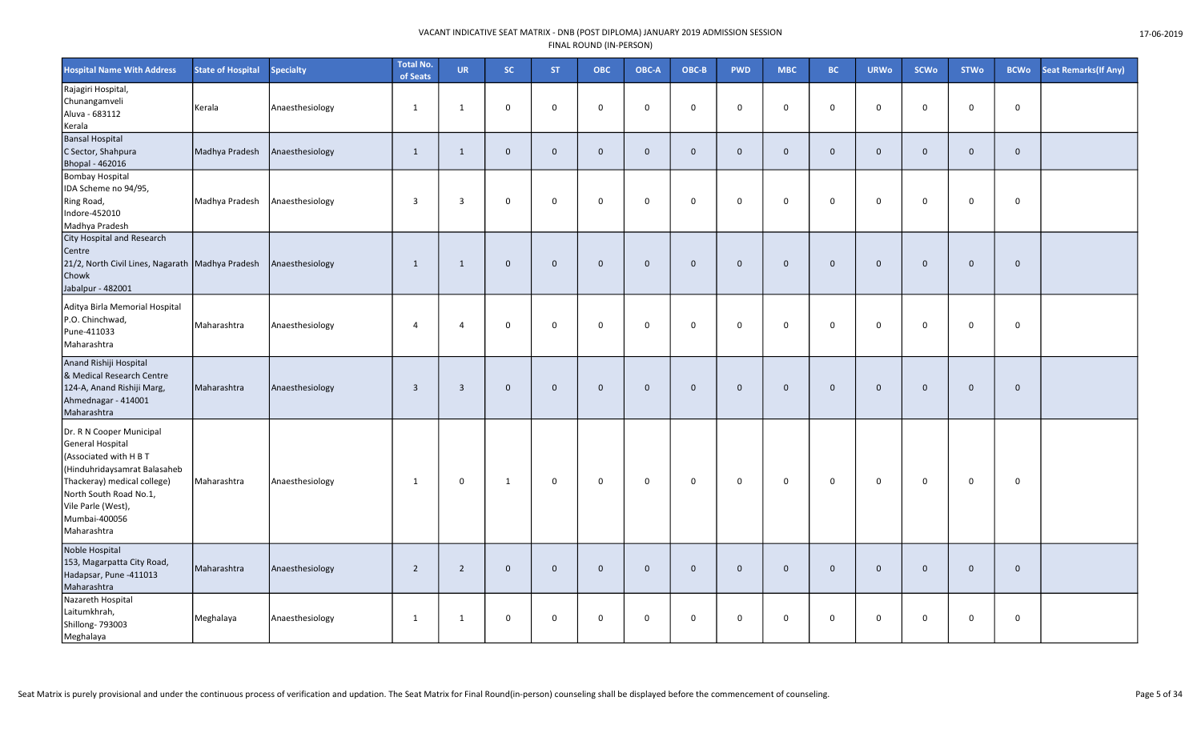VACANT INDICATIVE SEAT MATRIX - DNB (POST DIPLOMA) JANUARY 2019 ADMISSION SESSION
FINAL ROUND (IN-PERSON)

| Hospital Name With Address | State of Hospital | Specialty | Total No. of Seats | UR | SC | ST | OBC | OBC-A | OBC-B | PWD | MBC | BC | URWo | SCWo | STWo | BCWo | Seat Remarks(If Any) |
|---|---|---|---|---|---|---|---|---|---|---|---|---|---|---|---|---|---|
| Rajagiri Hospital, Chunangamveli Aluva - 683112 Kerala | Kerala | Anaesthesiology | 1 | 1 | 0 | 0 | 0 | 0 | 0 | 0 | 0 | 0 | 0 | 0 | 0 | 0 | |
| Bansal Hospital C Sector, Shahpura Bhopal - 462016 | Madhya Pradesh | Anaesthesiology | 1 | 1 | 0 | 0 | 0 | 0 | 0 | 0 | 0 | 0 | 0 | 0 | 0 | 0 | |
| Bombay Hospital IDA Scheme no 94/95, Ring Road, Indore-452010 Madhya Pradesh | Madhya Pradesh | Anaesthesiology | 3 | 3 | 0 | 0 | 0 | 0 | 0 | 0 | 0 | 0 | 0 | 0 | 0 | 0 | |
| City Hospital and Research Centre 21/2, North Civil Lines, Nagarath Chowk Jabalpur - 482001 | Madhya Pradesh | Anaesthesiology | 1 | 1 | 0 | 0 | 0 | 0 | 0 | 0 | 0 | 0 | 0 | 0 | 0 | 0 | |
| Aditya Birla Memorial Hospital P.O. Chinchwad, Pune-411033 Maharashtra | Maharashtra | Anaesthesiology | 4 | 4 | 0 | 0 | 0 | 0 | 0 | 0 | 0 | 0 | 0 | 0 | 0 | 0 | |
| Anand Rishiji Hospital & Medical Research Centre 124-A, Anand Rishiji Marg, Ahmednagar - 414001 Maharashtra | Maharashtra | Anaesthesiology | 3 | 3 | 0 | 0 | 0 | 0 | 0 | 0 | 0 | 0 | 0 | 0 | 0 | 0 | |
| Dr. R N Cooper Municipal General Hospital (Associated with H B T (Hinduhridaysamrat Balasaheb Thackeray) medical college) North South Road No.1, Vile Parle (West), Mumbai-400056 Maharashtra | Maharashtra | Anaesthesiology | 1 | 0 | 1 | 0 | 0 | 0 | 0 | 0 | 0 | 0 | 0 | 0 | 0 | 0 | |
| Noble Hospital 153, Magarpatta City Road, Hadapsar, Pune -411013 Maharashtra | Maharashtra | Anaesthesiology | 2 | 2 | 0 | 0 | 0 | 0 | 0 | 0 | 0 | 0 | 0 | 0 | 0 | 0 | |
| Nazareth Hospital Laitumkhrah, Shillong- 793003 Meghalaya | Meghalaya | Anaesthesiology | 1 | 1 | 0 | 0 | 0 | 0 | 0 | 0 | 0 | 0 | 0 | 0 | 0 | 0 | |

Seat Matrix is purely provisional and under the continuous process of verification and updation. The Seat Matrix for Final Round(in-person) counseling shall be displayed before the commencement of counseling.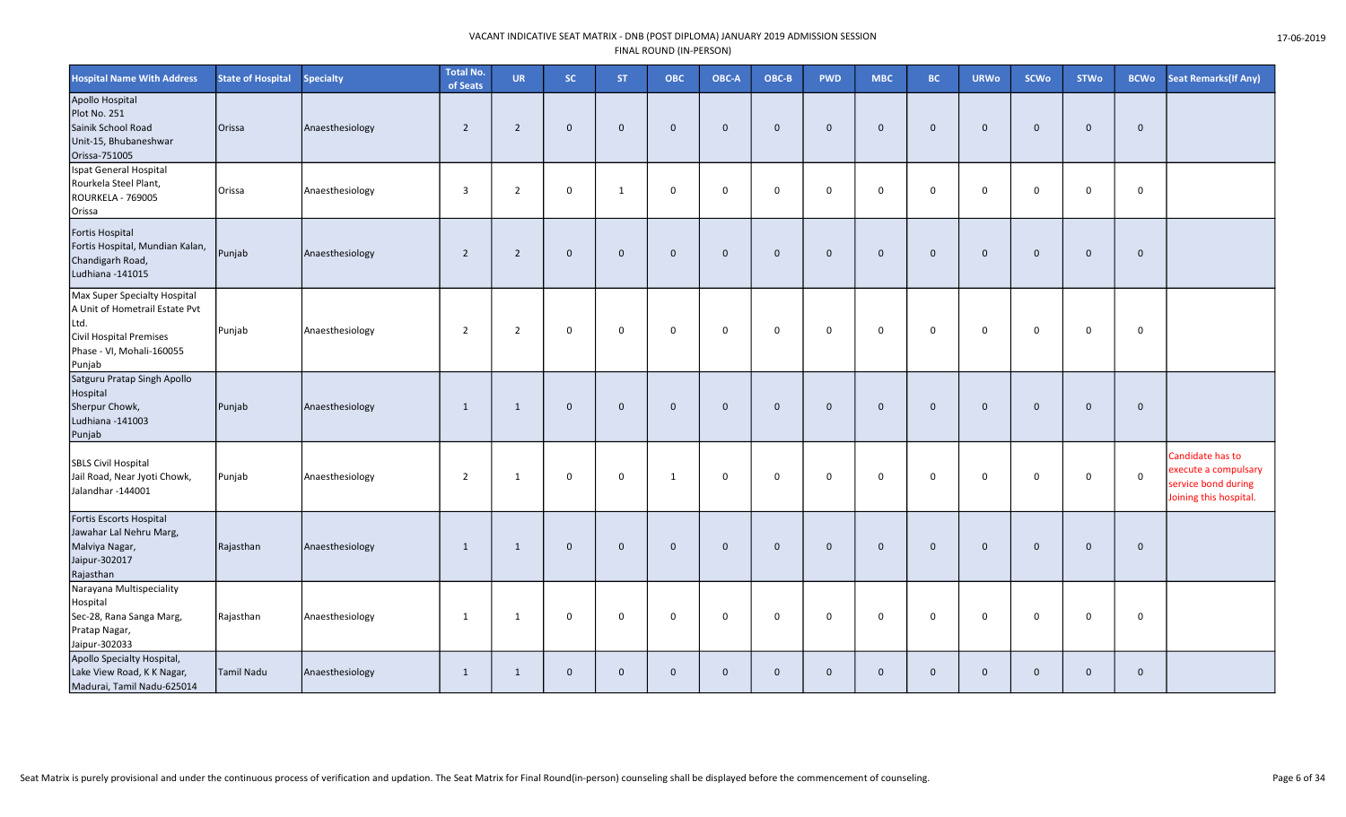VACANT INDICATIVE SEAT MATRIX - DNB (POST DIPLOMA) JANUARY 2019 ADMISSION SESSION
FINAL ROUND (IN-PERSON)

17-06-2019

| Hospital Name With Address | State of Hospital | Specialty | Total No. of Seats | UR | SC | ST | OBC | OBC-A | OBC-B | PWD | MBC | BC | URWo | SCWo | STWo | BCWo | Seat Remarks(If Any) |
|---|---|---|---|---|---|---|---|---|---|---|---|---|---|---|---|---|---|
| Apollo Hospital Plot No. 251 Sainik School Road Unit-15, Bhubaneshwar Orissa-751005 | Orissa | Anaesthesiology | 2 | 2 | 0 | 0 | 0 | 0 | 0 | 0 | 0 | 0 | 0 | 0 | 0 | 0 | |
| Ispat General Hospital Rourkela Steel Plant, ROURKELA - 769005 Orissa | Orissa | Anaesthesiology | 3 | 2 | 0 | 1 | 0 | 0 | 0 | 0 | 0 | 0 | 0 | 0 | 0 | 0 | |
| Fortis Hospital Fortis Hospital, Mundian Kalan, Chandigarh Road, Ludhiana -141015 | Punjab | Anaesthesiology | 2 | 2 | 0 | 0 | 0 | 0 | 0 | 0 | 0 | 0 | 0 | 0 | 0 | 0 | |
| Max Super Specialty Hospital A Unit of Hometrail Estate Pvt Ltd. Civil Hospital Premises Phase - VI, Mohali-160055 Punjab | Punjab | Anaesthesiology | 2 | 2 | 0 | 0 | 0 | 0 | 0 | 0 | 0 | 0 | 0 | 0 | 0 | 0 | |
| Satguru Pratap Singh Apollo Hospital Sherpur Chowk, Ludhiana -141003 Punjab | Punjab | Anaesthesiology | 1 | 1 | 0 | 0 | 0 | 0 | 0 | 0 | 0 | 0 | 0 | 0 | 0 | 0 | |
| SBLS Civil Hospital Jail Road, Near Jyoti Chowk, Jalandhar -144001 | Punjab | Anaesthesiology | 2 | 1 | 0 | 0 | 1 | 0 | 0 | 0 | 0 | 0 | 0 | 0 | 0 | 0 | Candidate has to execute a compulsary service bond during Joining this hospital. |
| Fortis Escorts Hospital Jawahar Lal Nehru Marg, Malviya Nagar, Jaipur-302017 Rajasthan | Rajasthan | Anaesthesiology | 1 | 1 | 0 | 0 | 0 | 0 | 0 | 0 | 0 | 0 | 0 | 0 | 0 | 0 | |
| Narayana Multispeciality Hospital Sec-28, Rana Sanga Marg, Pratap Nagar, Jaipur-302033 | Rajasthan | Anaesthesiology | 1 | 1 | 0 | 0 | 0 | 0 | 0 | 0 | 0 | 0 | 0 | 0 | 0 | 0 | |
| Apollo Specialty Hospital, Lake View Road, K K Nagar, Madurai, Tamil Nadu-625014 | Tamil Nadu | Anaesthesiology | 1 | 1 | 0 | 0 | 0 | 0 | 0 | 0 | 0 | 0 | 0 | 0 | 0 | 0 | |

Seat Matrix is purely provisional and under the continuous process of verification and updation. The Seat Matrix for Final Round(in-person) counseling shall be displayed before the commencement of counseling.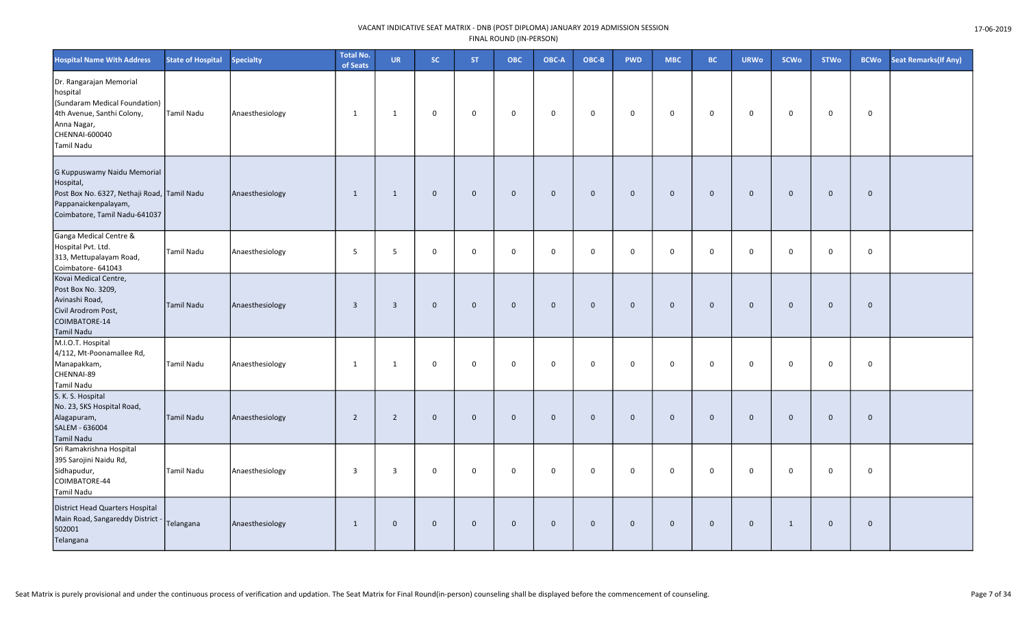VACANT INDICATIVE SEAT MATRIX - DNB (POST DIPLOMA) JANUARY 2019 ADMISSION SESSION
FINAL ROUND (IN-PERSON)

17-06-2019

| Hospital Name With Address | State of Hospital | Specialty | Total No. of Seats | UR | SC | ST | OBC | OBC-A | OBC-B | PWD | MBC | BC | URWo | SCWo | STWo | BCWo | Seat Remarks(If Any) |
|---|---|---|---|---|---|---|---|---|---|---|---|---|---|---|---|---|---|
| Dr. Rangarajan Memorial hospital (Sundaram Medical Foundation) 4th Avenue, Santhi Colony, Anna Nagar, CHENNAI-600040 Tamil Nadu | Tamil Nadu | Anaesthesiology | 1 | 1 | 0 | 0 | 0 | 0 | 0 | 0 | 0 | 0 | 0 | 0 | 0 | 0 | |
| G Kuppuswamy Naidu Memorial Hospital, Post Box No. 6327, Nethaji Road, Pappanaickenpalayam, Coimbatore, Tamil Nadu-641037 | Tamil Nadu | Anaesthesiology | 1 | 1 | 0 | 0 | 0 | 0 | 0 | 0 | 0 | 0 | 0 | 0 | 0 | 0 | |
| Ganga Medical Centre & Hospital Pvt. Ltd. 313, Mettupalayam Road, Coimbatore- 641043 | Tamil Nadu | Anaesthesiology | 5 | 5 | 0 | 0 | 0 | 0 | 0 | 0 | 0 | 0 | 0 | 0 | 0 | 0 | |
| Kovai Medical Centre, Post Box No. 3209, Avinashi Road, Civil Arodrom Post, COIMBATORE-14 Tamil Nadu | Tamil Nadu | Anaesthesiology | 3 | 3 | 0 | 0 | 0 | 0 | 0 | 0 | 0 | 0 | 0 | 0 | 0 | 0 | |
| M.I.O.T. Hospital 4/112, Mt-Poonamallee Rd, Manapakkam, CHENNAI-89 Tamil Nadu | Tamil Nadu | Anaesthesiology | 1 | 1 | 0 | 0 | 0 | 0 | 0 | 0 | 0 | 0 | 0 | 0 | 0 | 0 | |
| S. K. S. Hospital No. 23, SKS Hospital Road, Alagapuram, SALEM - 636004 Tamil Nadu | Tamil Nadu | Anaesthesiology | 2 | 2 | 0 | 0 | 0 | 0 | 0 | 0 | 0 | 0 | 0 | 0 | 0 | 0 | |
| Sri Ramakrishna Hospital 395 Sarojini Naidu Rd, Sidhapudur, COIMBATORE-44 Tamil Nadu | Tamil Nadu | Anaesthesiology | 3 | 3 | 0 | 0 | 0 | 0 | 0 | 0 | 0 | 0 | 0 | 0 | 0 | 0 | |
| District Head Quarters Hospital Main Road, Sangareddy District - 502001 Telangana | Telangana | Anaesthesiology | 1 | 0 | 0 | 0 | 0 | 0 | 0 | 0 | 0 | 0 | 0 | 1 | 0 | 0 | |

Seat Matrix is purely provisional and under the continuous process of verification and updation. The Seat Matrix for Final Round(in-person) counseling shall be displayed before the commencement of counseling.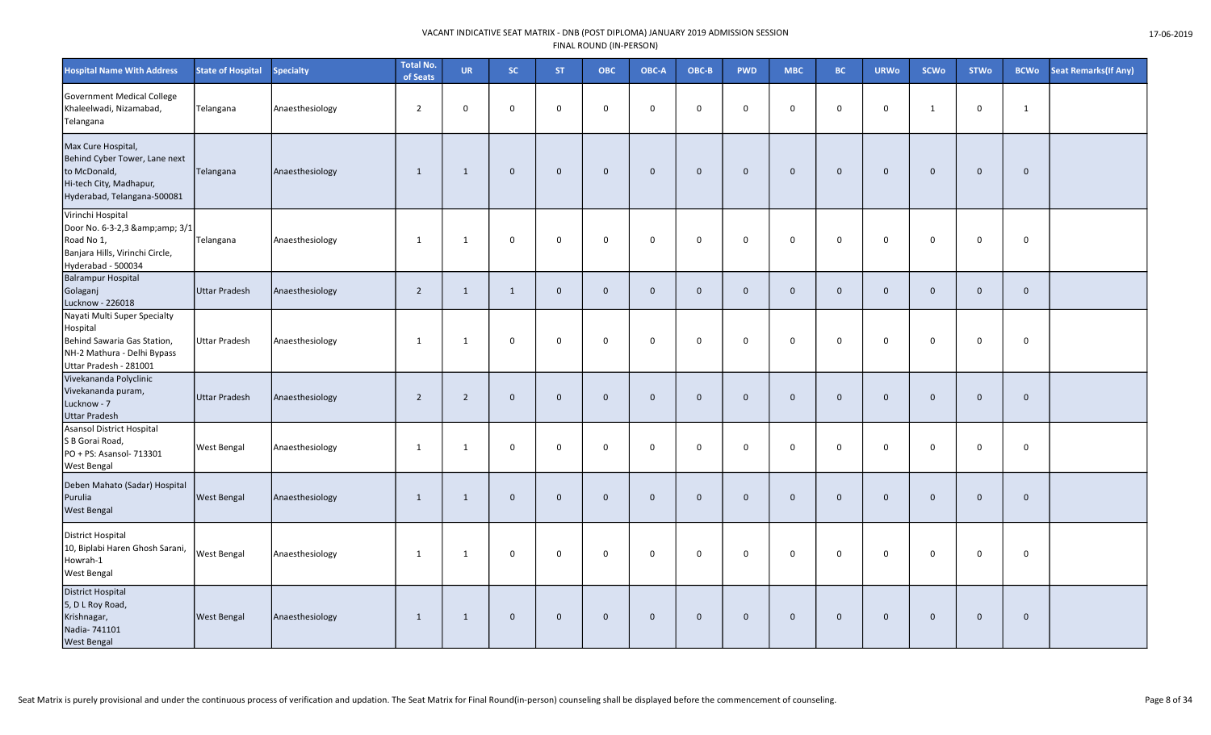| Hospital Name With Address | State of Hospital | Specialty | Total No. of Seats | UR | SC | ST | OBC | OBC-A | OBC-B | PWD | MBC | BC | URWo | SCWo | STWo | BCWo | Seat Remarks(If Any) |
|---|---|---|---|---|---|---|---|---|---|---|---|---|---|---|---|---|---|
| Government Medical College Khaleelwadi, Nizamabad, Telangana | Telangana | Anaesthesiology | 2 | 0 | 0 | 0 | 0 | 0 | 0 | 0 | 0 | 0 | 0 | 1 | 0 | 1 | |
| Max Cure Hospital, Behind Cyber Tower, Lane next to McDonald, Hi-tech City, Madhapur, Hyderabad, Telangana-500081 | Telangana | Anaesthesiology | 1 | 1 | 0 | 0 | 0 | 0 | 0 | 0 | 0 | 0 | 0 | 0 | 0 | 0 | |
| Virinchi Hospital Door No. 6-3-2,3 &amp;amp; 3/1 Road No 1, Banjara Hills, Virinchi Circle, Hyderabad - 500034 | Telangana | Anaesthesiology | 1 | 1 | 0 | 0 | 0 | 0 | 0 | 0 | 0 | 0 | 0 | 0 | 0 | 0 | |
| Balrampur Hospital Golaganj Lucknow - 226018 | Uttar Pradesh | Anaesthesiology | 2 | 1 | 1 | 0 | 0 | 0 | 0 | 0 | 0 | 0 | 0 | 0 | 0 | 0 | |
| Nayati Multi Super Specialty Hospital Behind Sawaria Gas Station, NH-2 Mathura - Delhi Bypass Uttar Pradesh - 281001 | Uttar Pradesh | Anaesthesiology | 1 | 1 | 0 | 0 | 0 | 0 | 0 | 0 | 0 | 0 | 0 | 0 | 0 | 0 | |
| Vivekananda Polyclinic Vivekananda puram, Lucknow - 7 Uttar Pradesh | Uttar Pradesh | Anaesthesiology | 2 | 2 | 0 | 0 | 0 | 0 | 0 | 0 | 0 | 0 | 0 | 0 | 0 | 0 | |
| Asansol District Hospital S B Gorai Road, PO + PS: Asansol- 713301 West Bengal | West Bengal | Anaesthesiology | 1 | 1 | 0 | 0 | 0 | 0 | 0 | 0 | 0 | 0 | 0 | 0 | 0 | 0 | |
| Deben Mahato (Sadar) Hospital Purulia West Bengal | West Bengal | Anaesthesiology | 1 | 1 | 0 | 0 | 0 | 0 | 0 | 0 | 0 | 0 | 0 | 0 | 0 | 0 | |
| District Hospital 10, Biplabi Haren Ghosh Sarani, Howrah-1 West Bengal | West Bengal | Anaesthesiology | 1 | 1 | 0 | 0 | 0 | 0 | 0 | 0 | 0 | 0 | 0 | 0 | 0 | 0 | |
| District Hospital 5, D L Roy Road, Krishnagar, Nadia- 741101 West Bengal | West Bengal | Anaesthesiology | 1 | 1 | 0 | 0 | 0 | 0 | 0 | 0 | 0 | 0 | 0 | 0 | 0 | 0 | |

Seat Matrix is purely provisional and under the continuous process of verification and updation. The Seat Matrix for Final Round(in-person) counseling shall be displayed before the commencement of counseling.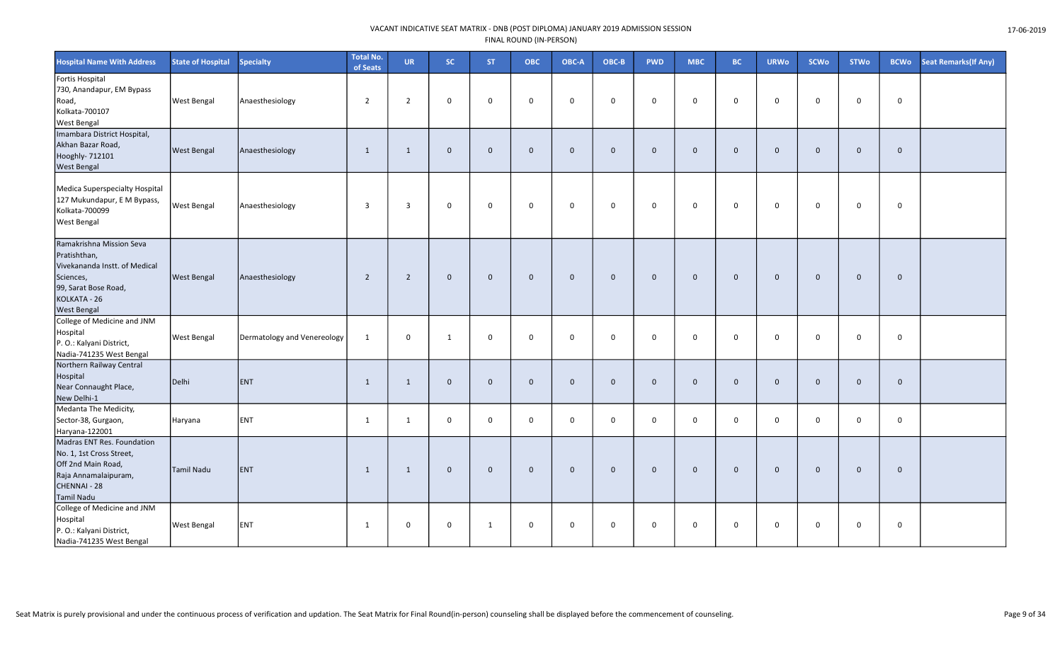| Hospital Name With Address | State of Hospital | Specialty | Total No. of Seats | UR | SC | ST | OBC | OBC-A | OBC-B | PWD | MBC | BC | URWo | SCWo | STWo | BCWo | Seat Remarks(If Any) |
|---|---|---|---|---|---|---|---|---|---|---|---|---|---|---|---|---|---|
| Fortis Hospital<br>730, Anandapur, EM Bypass Road,<br>Kolkata-700107<br>West Bengal | West Bengal | Anaesthesiology | 2 | 2 | 0 | 0 | 0 | 0 | 0 | 0 | 0 | 0 | 0 | 0 | 0 | 0 | |
| Imambara District Hospital,<br>Akhan Bazar Road,<br>Hooghly- 712101<br>West Bengal | West Bengal | Anaesthesiology | 1 | 1 | 0 | 0 | 0 | 0 | 0 | 0 | 0 | 0 | 0 | 0 | 0 | 0 | |
| Medica Superspecialty Hospital<br>127 Mukundapur, E M Bypass,<br>Kolkata-700099<br>West Bengal | West Bengal | Anaesthesiology | 3 | 3 | 0 | 0 | 0 | 0 | 0 | 0 | 0 | 0 | 0 | 0 | 0 | 0 | |
| Ramakrishna Mission Seva Pratishthan,<br>Vivekananda Instt. of Medical Sciences,<br>99, Sarat Bose Road,<br>KOLKATA - 26<br>West Bengal | West Bengal | Anaesthesiology | 2 | 2 | 0 | 0 | 0 | 0 | 0 | 0 | 0 | 0 | 0 | 0 | 0 | 0 | |
| College of Medicine and JNM Hospital<br>P. O.: Kalyani District,<br>Nadia-741235 West Bengal | West Bengal | Dermatology and Venereology | 1 | 0 | 1 | 0 | 0 | 0 | 0 | 0 | 0 | 0 | 0 | 0 | 0 | 0 | |
| Northern Railway Central Hospital<br>Near Connaught Place,<br>New Delhi-1 | Delhi | ENT | 1 | 1 | 0 | 0 | 0 | 0 | 0 | 0 | 0 | 0 | 0 | 0 | 0 | 0 | |
| Medanta The Medicity,<br>Sector-38, Gurgaon,<br>Haryana-122001 | Haryana | ENT | 1 | 1 | 0 | 0 | 0 | 0 | 0 | 0 | 0 | 0 | 0 | 0 | 0 | 0 | |
| Madras ENT Res. Foundation<br>No. 1, 1st Cross Street,<br>Off 2nd Main Road,<br>Raja Annamalaipuram,<br>CHENNAI - 28<br>Tamil Nadu | Tamil Nadu | ENT | 1 | 1 | 0 | 0 | 0 | 0 | 0 | 0 | 0 | 0 | 0 | 0 | 0 | 0 | |
| College of Medicine and JNM Hospital<br>P. O.: Kalyani District,<br>Nadia-741235 West Bengal | West Bengal | ENT | 1 | 0 | 0 | 1 | 0 | 0 | 0 | 0 | 0 | 0 | 0 | 0 | 0 | 0 | |

Seat Matrix is purely provisional and under the continuous process of verification and updation. The Seat Matrix for Final Round(in-person) counseling shall be displayed before the commencement of counseling.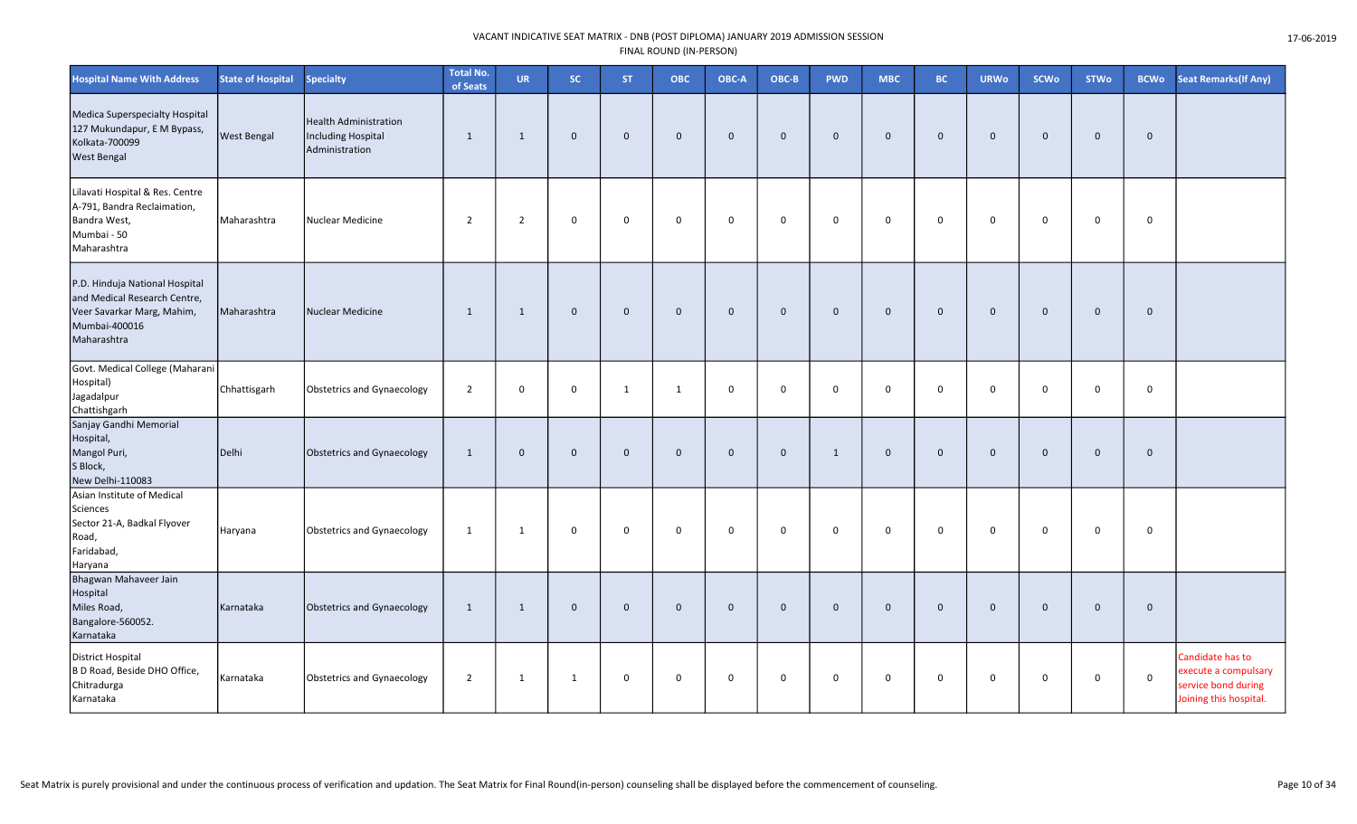VACANT INDICATIVE SEAT MATRIX - DNB (POST DIPLOMA) JANUARY 2019 ADMISSION SESSION
FINAL ROUND (IN-PERSON)

| Hospital Name With Address | State of Hospital | Specialty | Total No. of Seats | UR | SC | ST | OBC | OBC-A | OBC-B | PWD | MBC | BC | URWo | SCWo | STWo | BCWo | Seat Remarks(If Any) |
|---|---|---|---|---|---|---|---|---|---|---|---|---|---|---|---|---|---|
| Medica Superspecialty Hospital 127 Mukundapur, E M Bypass, Kolkata-700099 West Bengal | West Bengal | Health Administration Including Hospital Administration | 1 | 1 | 0 | 0 | 0 | 0 | 0 | 0 | 0 | 0 | 0 | 0 | 0 | 0 | |
| Lilavati Hospital & Res. Centre A-791, Bandra Reclaimation, Bandra West, Mumbai - 50 Maharashtra | Maharashtra | Nuclear Medicine | 2 | 2 | 0 | 0 | 0 | 0 | 0 | 0 | 0 | 0 | 0 | 0 | 0 | 0 | |
| P.D. Hinduja National Hospital and Medical Research Centre, Veer Savarkar Marg, Mahim, Mumbai-400016 Maharashtra | Maharashtra | Nuclear Medicine | 1 | 1 | 0 | 0 | 0 | 0 | 0 | 0 | 0 | 0 | 0 | 0 | 0 | 0 | |
| Govt. Medical College (Maharani Hospital) Jagadalpur Chattishgarh | Chhattisgarh | Obstetrics and Gynaecology | 2 | 0 | 0 | 1 | 1 | 0 | 0 | 0 | 0 | 0 | 0 | 0 | 0 | 0 | |
| Sanjay Gandhi Memorial Hospital, Mangol Puri, S Block, New Delhi-110083 | Delhi | Obstetrics and Gynaecology | 1 | 0 | 0 | 0 | 0 | 0 | 0 | 1 | 0 | 0 | 0 | 0 | 0 | 0 | |
| Asian Institute of Medical Sciences Sector 21-A, Badkal Flyover Road, Faridabad, Haryana | Haryana | Obstetrics and Gynaecology | 1 | 1 | 0 | 0 | 0 | 0 | 0 | 0 | 0 | 0 | 0 | 0 | 0 | 0 | |
| Bhagwan Mahaveer Jain Hospital Miles Road, Bangalore-560052. Karnataka | Karnataka | Obstetrics and Gynaecology | 1 | 1 | 0 | 0 | 0 | 0 | 0 | 0 | 0 | 0 | 0 | 0 | 0 | 0 | |
| District Hospital B D Road, Beside DHO Office, Chitradurga Karnataka | Karnataka | Obstetrics and Gynaecology | 2 | 1 | 1 | 0 | 0 | 0 | 0 | 0 | 0 | 0 | 0 | 0 | 0 | 0 | Candidate has to execute a compulsary service bond during Joining this hospital. |

Seat Matrix is purely provisional and under the continuous process of verification and updation. The Seat Matrix for Final Round(in-person) counseling shall be displayed before the commencement of counseling.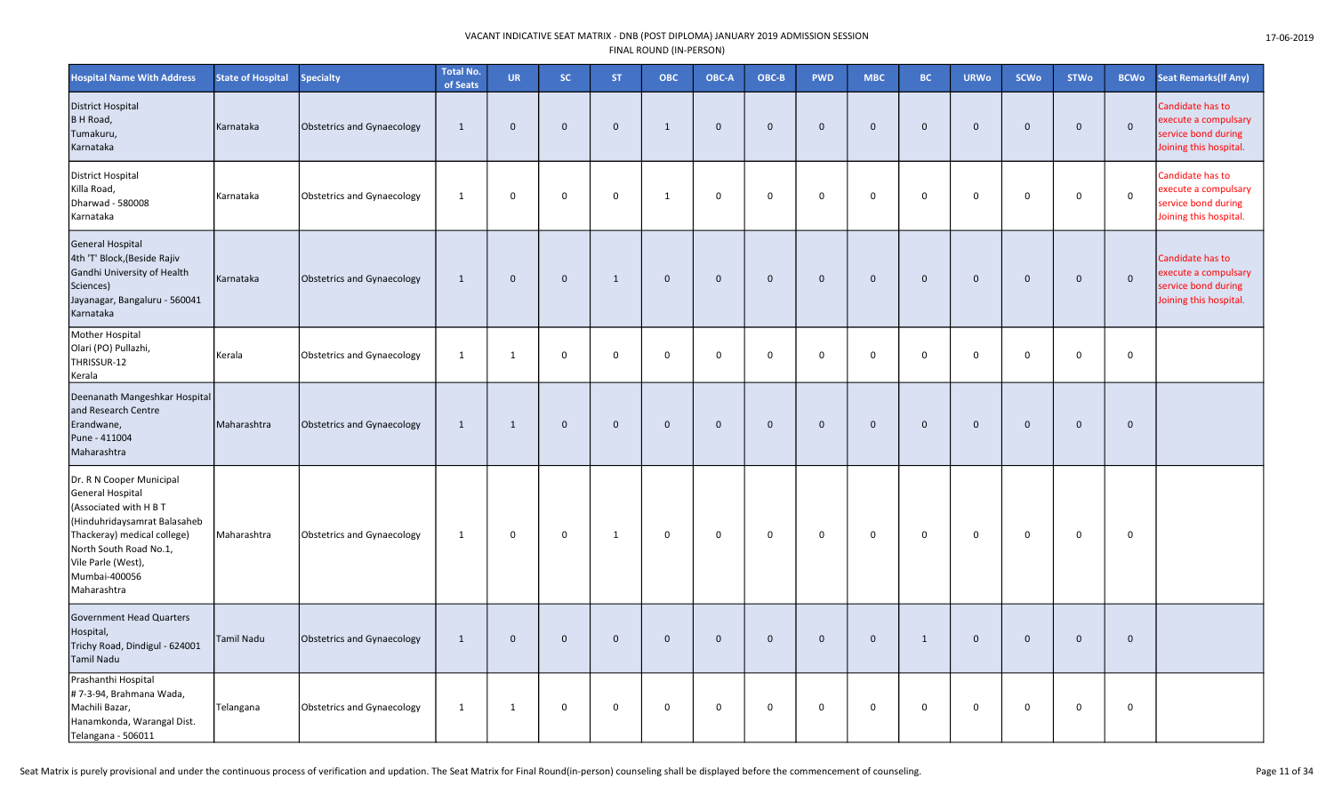VACANT INDICATIVE SEAT MATRIX - DNB (POST DIPLOMA) JANUARY 2019 ADMISSION SESSION
FINAL ROUND (IN-PERSON)

17-06-2019

| Hospital Name With Address | State of Hospital | Specialty | Total No. of Seats | UR | SC | ST | OBC | OBC-A | OBC-B | PWD | MBC | BC | URWo | SCWo | STWo | BCWo | Seat Remarks(If Any) |
|---|---|---|---|---|---|---|---|---|---|---|---|---|---|---|---|---|---|
| District Hospital<br>B H Road,<br>Tumakuru,<br>Karnataka | Karnataka | Obstetrics and Gynaecology | 1 | 0 | 0 | 0 | 1 | 0 | 0 | 0 | 0 | 0 | 0 | 0 | 0 | 0 | Candidate has to execute a compulsary service bond during Joining this hospital. |
| District Hospital<br>Killa Road,<br>Dharwad - 580008<br>Karnataka | Karnataka | Obstetrics and Gynaecology | 1 | 0 | 0 | 0 | 1 | 0 | 0 | 0 | 0 | 0 | 0 | 0 | 0 | 0 | Candidate has to execute a compulsary service bond during Joining this hospital. |
| General Hospital<br>4th 'T' Block,(Beside Rajiv Gandhi University of Health Sciences)<br>Jayanagar, Bangaluru - 560041<br>Karnataka | Karnataka | Obstetrics and Gynaecology | 1 | 0 | 0 | 1 | 0 | 0 | 0 | 0 | 0 | 0 | 0 | 0 | 0 | 0 | Candidate has to execute a compulsary service bond during Joining this hospital. |
| Mother Hospital<br>Olari (PO) Pullazhi,<br>THRISSUR-12<br>Kerala | Kerala | Obstetrics and Gynaecology | 1 | 1 | 0 | 0 | 0 | 0 | 0 | 0 | 0 | 0 | 0 | 0 | 0 | 0 | |
| Deenanath Mangeshkar Hospital and Research Centre<br>Erandwane,<br>Pune - 411004<br>Maharashtra | Maharashtra | Obstetrics and Gynaecology | 1 | 1 | 0 | 0 | 0 | 0 | 0 | 0 | 0 | 0 | 0 | 0 | 0 | 0 | |
| Dr. R N Cooper Municipal General Hospital<br>(Associated with H B T (Hinduhridaysamrat Balasaheb Thackeray) medical college)<br>North South Road No.1,<br>Vile Parle (West),<br>Mumbai-400056<br>Maharashtra | Maharashtra | Obstetrics and Gynaecology | 1 | 0 | 0 | 1 | 0 | 0 | 0 | 0 | 0 | 0 | 0 | 0 | 0 | 0 | |
| Government Head Quarters Hospital,<br>Trichy Road, Dindigul - 624001<br>Tamil Nadu | Tamil Nadu | Obstetrics and Gynaecology | 1 | 0 | 0 | 0 | 0 | 0 | 0 | 0 | 0 | 1 | 0 | 0 | 0 | 0 | |
| Prashanthi Hospital<br># 7-3-94, Brahmana Wada,<br>Machili Bazar,<br>Hanamkonda, Warangal Dist.<br>Telangana - 506011 | Telangana | Obstetrics and Gynaecology | 1 | 1 | 0 | 0 | 0 | 0 | 0 | 0 | 0 | 0 | 0 | 0 | 0 | 0 | |

Seat Matrix is purely provisional and under the continuous process of verification and updation. The Seat Matrix for Final Round(in-person) counseling shall be displayed before the commencement of counseling.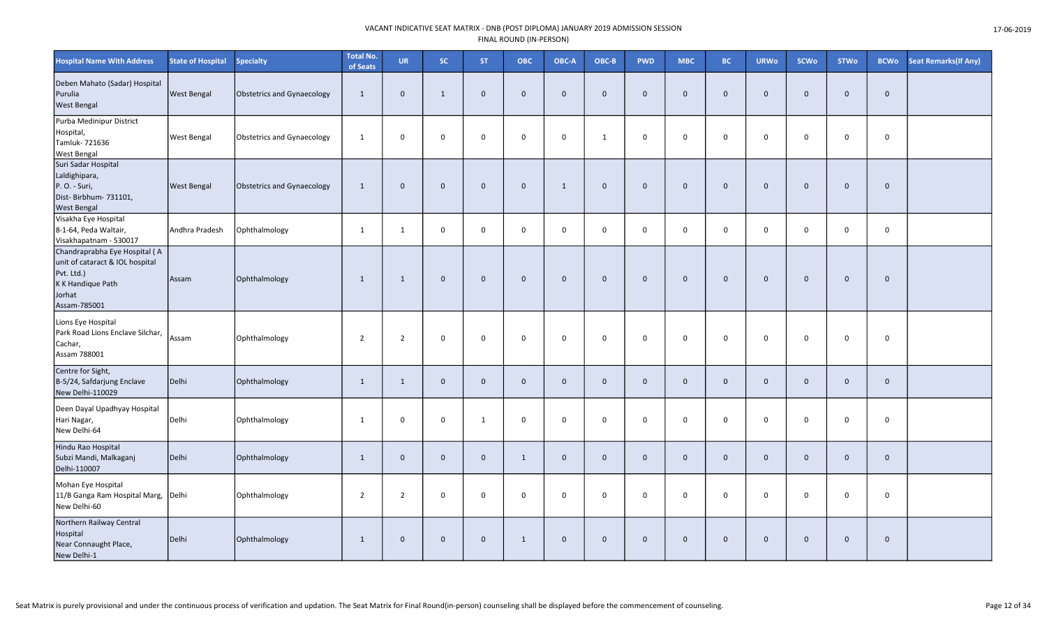| Hospital Name With Address | State of Hospital | Specialty | Total No. of Seats | UR | SC | ST | OBC | OBC-A | OBC-B | PWD | MBC | BC | URWo | SCWo | STWo | BCWo | Seat Remarks(If Any) |
|---|---|---|---|---|---|---|---|---|---|---|---|---|---|---|---|---|---|
| Deben Mahato (Sadar) Hospital Purulia West Bengal | West Bengal | Obstetrics and Gynaecology | 1 | 0 | 1 | 0 | 0 | 0 | 0 | 0 | 0 | 0 | 0 | 0 | 0 | 0 | |
| Purba Medinipur District Hospital, Tamluk- 721636 West Bengal | West Bengal | Obstetrics and Gynaecology | 1 | 0 | 0 | 0 | 0 | 0 | 1 | 0 | 0 | 0 | 0 | 0 | 0 | 0 | |
| Suri Sadar Hospital Laldighipara, P. O. - Suri, Dist- Birbhum- 731101, West Bengal | West Bengal | Obstetrics and Gynaecology | 1 | 0 | 0 | 0 | 0 | 1 | 0 | 0 | 0 | 0 | 0 | 0 | 0 | 0 | |
| Visakha Eye Hospital 8-1-64, Peda Waltair, Visakhapatnam - 530017 | Andhra Pradesh | Ophthalmology | 1 | 1 | 0 | 0 | 0 | 0 | 0 | 0 | 0 | 0 | 0 | 0 | 0 | 0 | |
| Chandraprabha Eye Hospital ( A unit of cataract & IOL hospital Pvt. Ltd.) K K Handique Path Jorhat Assam-785001 | Assam | Ophthalmology | 1 | 1 | 0 | 0 | 0 | 0 | 0 | 0 | 0 | 0 | 0 | 0 | 0 | 0 | |
| Lions Eye Hospital Park Road Lions Enclave Silchar, Cachar, Assam 788001 | Assam | Ophthalmology | 2 | 2 | 0 | 0 | 0 | 0 | 0 | 0 | 0 | 0 | 0 | 0 | 0 | 0 | |
| Centre for Sight, B-5/24, Safdarjung Enclave New Delhi-110029 | Delhi | Ophthalmology | 1 | 1 | 0 | 0 | 0 | 0 | 0 | 0 | 0 | 0 | 0 | 0 | 0 | 0 | |
| Deen Dayal Upadhyay Hospital Hari Nagar, New Delhi-64 | Delhi | Ophthalmology | 1 | 0 | 0 | 1 | 0 | 0 | 0 | 0 | 0 | 0 | 0 | 0 | 0 | 0 | |
| Hindu Rao Hospital Subzi Mandi, Malkaganj Delhi-110007 | Delhi | Ophthalmology | 1 | 0 | 0 | 0 | 1 | 0 | 0 | 0 | 0 | 0 | 0 | 0 | 0 | 0 | |
| Mohan Eye Hospital 11/B Ganga Ram Hospital Marg, New Delhi-60 | Delhi | Ophthalmology | 2 | 2 | 0 | 0 | 0 | 0 | 0 | 0 | 0 | 0 | 0 | 0 | 0 | 0 | |
| Northern Railway Central Hospital Near Connaught Place, New Delhi-1 | Delhi | Ophthalmology | 1 | 0 | 0 | 0 | 1 | 0 | 0 | 0 | 0 | 0 | 0 | 0 | 0 | 0 | |

Seat Matrix is purely provisional and under the continuous process of verification and updation. The Seat Matrix for Final Round(in-person) counseling shall be displayed before the commencement of counseling.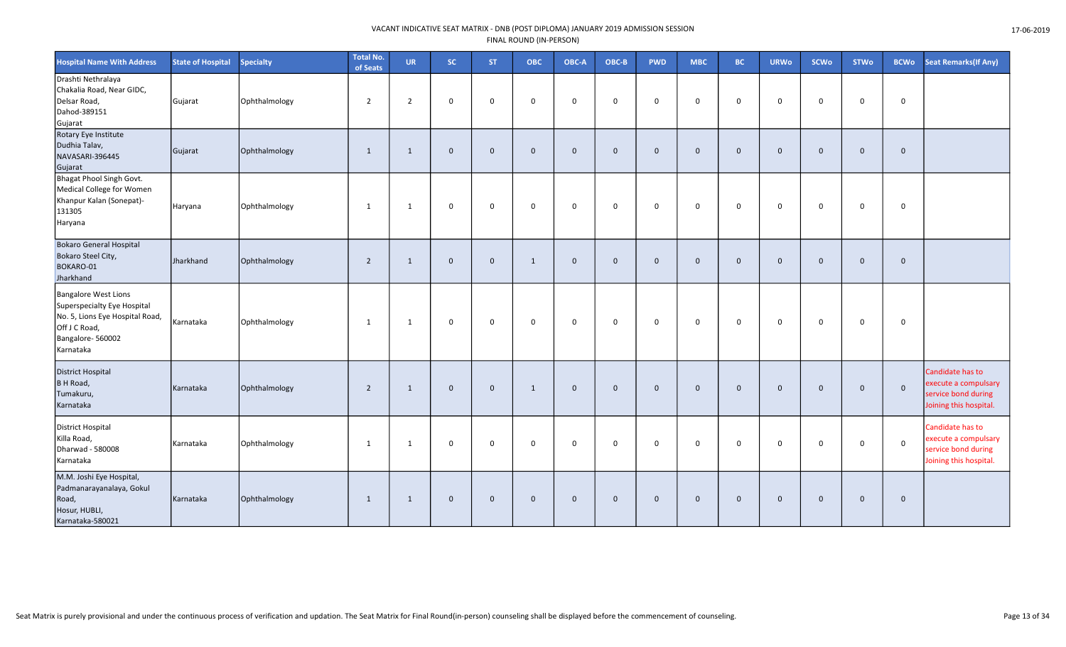| Hospital Name With Address | State of Hospital | Specialty | Total No. of Seats | UR | SC | ST | OBC | OBC-A | OBC-B | PWD | MBC | BC | URWo | SCWo | STWo | BCWo | Seat Remarks(If Any) |
|---|---|---|---|---|---|---|---|---|---|---|---|---|---|---|---|---|---|
| Drashti Nethralaya Chakalia Road, Near GIDC, Delsar Road, Dahod-389151 Gujarat | Gujarat | Ophthalmology | 2 | 2 | 0 | 0 | 0 | 0 | 0 | 0 | 0 | 0 | 0 | 0 | 0 | 0 | |
| Rotary Eye Institute Dudhia Talav, NAVASARI-396445 Gujarat | Gujarat | Ophthalmology | 1 | 1 | 0 | 0 | 0 | 0 | 0 | 0 | 0 | 0 | 0 | 0 | 0 | 0 | |
| Bhagat Phool Singh Govt. Medical College for Women Khanpur Kalan (Sonepat)-131305 Haryana | Haryana | Ophthalmology | 1 | 1 | 0 | 0 | 0 | 0 | 0 | 0 | 0 | 0 | 0 | 0 | 0 | 0 | |
| Bokaro General Hospital Bokaro Steel City, BOKARO-01 Jharkhand | Jharkhand | Ophthalmology | 2 | 1 | 0 | 0 | 1 | 0 | 0 | 0 | 0 | 0 | 0 | 0 | 0 | 0 | |
| Bangalore West Lions Superspecialty Eye Hospital No. 5, Lions Eye Hospital Road, Off J C Road, Bangalore- 560002 Karnataka | Karnataka | Ophthalmology | 1 | 1 | 0 | 0 | 0 | 0 | 0 | 0 | 0 | 0 | 0 | 0 | 0 | 0 | |
| District Hospital B H Road, Tumakuru, Karnataka | Karnataka | Ophthalmology | 2 | 1 | 0 | 0 | 1 | 0 | 0 | 0 | 0 | 0 | 0 | 0 | 0 | 0 | Candidate has to execute a compulsary service bond during Joining this hospital. |
| District Hospital Killa Road, Dharwad - 580008 Karnataka | Karnataka | Ophthalmology | 1 | 1 | 0 | 0 | 0 | 0 | 0 | 0 | 0 | 0 | 0 | 0 | 0 | 0 | Candidate has to execute a compulsary service bond during Joining this hospital. |
| M.M. Joshi Eye Hospital, Padmanarayanalaya, Gokul Road, Hosur, HUBLI, Karnataka-580021 | Karnataka | Ophthalmology | 1 | 1 | 0 | 0 | 0 | 0 | 0 | 0 | 0 | 0 | 0 | 0 | 0 | 0 | |

Seat Matrix is purely provisional and under the continuous process of verification and updation. The Seat Matrix for Final Round(in-person) counseling shall be displayed before the commencement of counseling.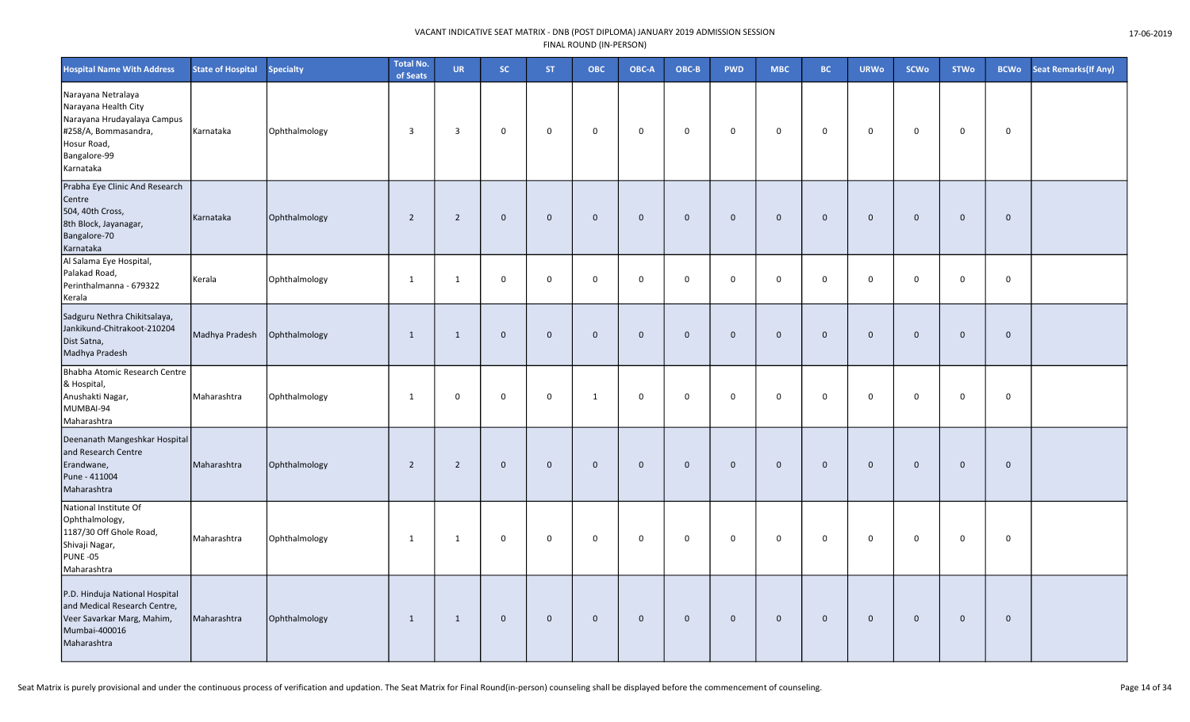VACANT INDICATIVE SEAT MATRIX - DNB (POST DIPLOMA) JANUARY 2019 ADMISSION SESSION
FINAL ROUND (IN-PERSON)

17-06-2019

| Hospital Name With Address | State of Hospital | Specialty | Total No. of Seats | UR | SC | ST | OBC | OBC-A | OBC-B | PWD | MBC | BC | URWo | SCWo | STWo | BCWo | Seat Remarks(If Any) |
|---|---|---|---|---|---|---|---|---|---|---|---|---|---|---|---|---|---|
| Narayana Netralaya Narayana Health City Narayana Hrudayalaya Campus #258/A, Bommasandra, Hosur Road, Bangalore-99 Karnataka | Karnataka | Ophthalmology | 3 | 3 | 0 | 0 | 0 | 0 | 0 | 0 | 0 | 0 | 0 | 0 | 0 | 0 | |
| Prabha Eye Clinic And Research Centre 504, 40th Cross, 8th Block, Jayanagar, Bangalore-70 Karnataka | Karnataka | Ophthalmology | 2 | 2 | 0 | 0 | 0 | 0 | 0 | 0 | 0 | 0 | 0 | 0 | 0 | 0 | |
| Al Salama Eye Hospital, Palakad Road, Perinthalmanna - 679322 Kerala | Kerala | Ophthalmology | 1 | 1 | 0 | 0 | 0 | 0 | 0 | 0 | 0 | 0 | 0 | 0 | 0 | 0 | |
| Sadguru Nethra Chikitsalaya, Jankikund-Chitrakoot-210204 Dist Satna, Madhya Pradesh | Madhya Pradesh | Ophthalmology | 1 | 1 | 0 | 0 | 0 | 0 | 0 | 0 | 0 | 0 | 0 | 0 | 0 | 0 | |
| Bhabha Atomic Research Centre & Hospital, Anushakti Nagar, MUMBAI-94 Maharashtra | Maharashtra | Ophthalmology | 1 | 0 | 0 | 0 | 1 | 0 | 0 | 0 | 0 | 0 | 0 | 0 | 0 | 0 | |
| Deenanath Mangeshkar Hospital and Research Centre Erandwane, Pune - 411004 Maharashtra | Maharashtra | Ophthalmology | 2 | 2 | 0 | 0 | 0 | 0 | 0 | 0 | 0 | 0 | 0 | 0 | 0 | 0 | |
| National Institute Of Ophthalmology, 1187/30 Off Ghole Road, Shivaji Nagar, PUNE -05 Maharashtra | Maharashtra | Ophthalmology | 1 | 1 | 0 | 0 | 0 | 0 | 0 | 0 | 0 | 0 | 0 | 0 | 0 | 0 | |
| P.D. Hinduja National Hospital and Medical Research Centre, Veer Savarkar Marg, Mahim, Mumbai-400016 Maharashtra | Maharashtra | Ophthalmology | 1 | 1 | 0 | 0 | 0 | 0 | 0 | 0 | 0 | 0 | 0 | 0 | 0 | 0 | |

Seat Matrix is purely provisional and under the continuous process of verification and updation. The Seat Matrix for Final Round(in-person) counseling shall be displayed before the commencement of counseling.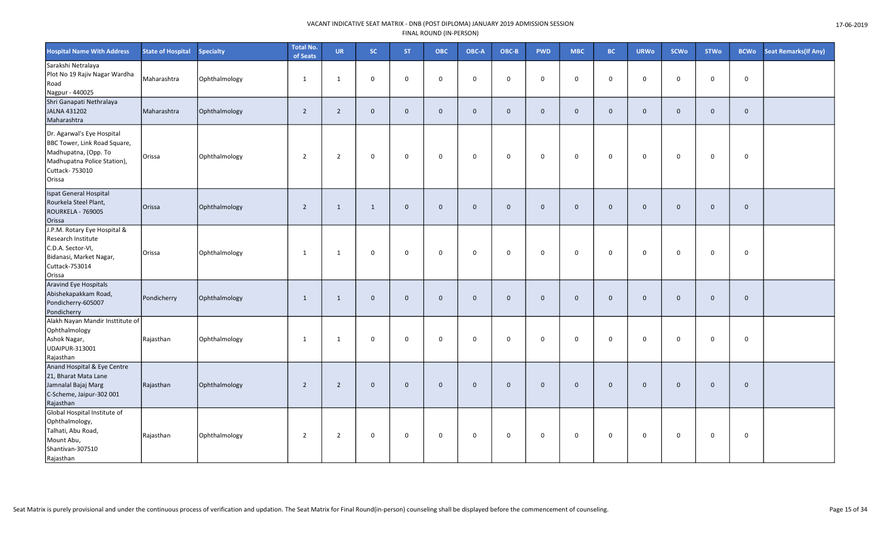| Hospital Name With Address | State of Hospital | Specialty | Total No. of Seats | UR | SC | ST | OBC | OBC-A | OBC-B | PWD | MBC | BC | URWo | SCWo | STWo | BCWo | Seat Remarks(If Any) |
|---|---|---|---|---|---|---|---|---|---|---|---|---|---|---|---|---|---|
| Sarakshi Netralaya Plot No 19 Rajiv Nagar Wardha Road Nagpur - 440025 | Maharashtra | Ophthalmology | 1 | 1 | 0 | 0 | 0 | 0 | 0 | 0 | 0 | 0 | 0 | 0 | 0 | 0 | |
| Shri Ganapati Nethralaya JALNA 431202 Maharashtra | Maharashtra | Ophthalmology | 2 | 2 | 0 | 0 | 0 | 0 | 0 | 0 | 0 | 0 | 0 | 0 | 0 | 0 | |
| Dr. Agarwal's Eye Hospital BBC Tower, Link Road Square, Madhupatna, (Opp. To Madhupatna Police Station), Cuttack- 753010 Orissa | Orissa | Ophthalmology | 2 | 2 | 0 | 0 | 0 | 0 | 0 | 0 | 0 | 0 | 0 | 0 | 0 | 0 | |
| Ispat General Hospital Rourkela Steel Plant, ROURKELA - 769005 Orissa | Orissa | Ophthalmology | 2 | 1 | 1 | 0 | 0 | 0 | 0 | 0 | 0 | 0 | 0 | 0 | 0 | 0 | |
| J.P.M. Rotary Eye Hospital & Research Institute C.D.A. Sector-VI, Bidanasi, Market Nagar, Cuttack-753014 Orissa | Orissa | Ophthalmology | 1 | 1 | 0 | 0 | 0 | 0 | 0 | 0 | 0 | 0 | 0 | 0 | 0 | 0 | |
| Aravind Eye Hospitals Abishekapakkam Road, Pondicherry-605007 Pondicherry | Pondicherry | Ophthalmology | 1 | 1 | 0 | 0 | 0 | 0 | 0 | 0 | 0 | 0 | 0 | 0 | 0 | 0 | |
| Alakh Nayan Mandir Insttitute of Ophthalmology Ashok Nagar, UDAIPUR-313001 Rajasthan | Rajasthan | Ophthalmology | 1 | 1 | 0 | 0 | 0 | 0 | 0 | 0 | 0 | 0 | 0 | 0 | 0 | 0 | |
| Anand Hospital & Eye Centre 21, Bharat Mata Lane Jamnalal Bajaj Marg C-Scheme, Jaipur-302 001 Rajasthan | Rajasthan | Ophthalmology | 2 | 2 | 0 | 0 | 0 | 0 | 0 | 0 | 0 | 0 | 0 | 0 | 0 | 0 | |
| Global Hospital Institute of Ophthalmology, Talhati, Abu Road, Mount Abu, Shantivan-307510 Rajasthan | Rajasthan | Ophthalmology | 2 | 2 | 0 | 0 | 0 | 0 | 0 | 0 | 0 | 0 | 0 | 0 | 0 | 0 | |

Seat Matrix is purely provisional and under the continuous process of verification and updation. The Seat Matrix for Final Round(in-person) counseling shall be displayed before the commencement of counseling.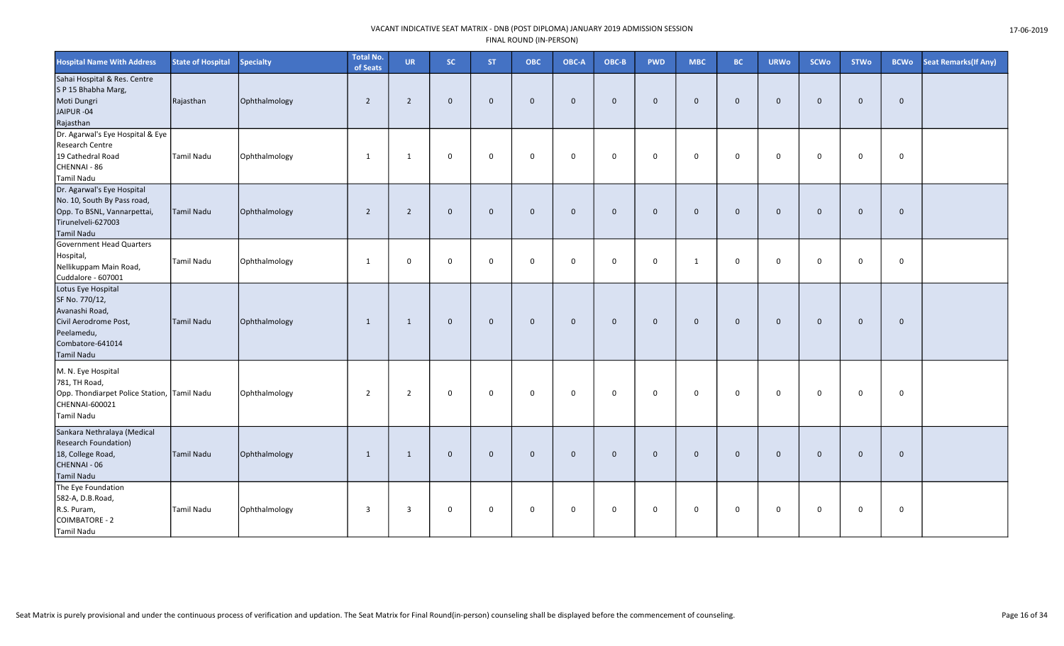VACANT INDICATIVE SEAT MATRIX - DNB (POST DIPLOMA) JANUARY 2019 ADMISSION SESSION
FINAL ROUND (IN-PERSON)

17-06-2019

| Hospital Name With Address | State of Hospital | Specialty | Total No. of Seats | UR | SC | ST | OBC | OBC-A | OBC-B | PWD | MBC | BC | URWo | SCWo | STWo | BCWo | Seat Remarks(If Any) |
|---|---|---|---|---|---|---|---|---|---|---|---|---|---|---|---|---|---|
| Sahai Hospital & Res. Centre S P 15 Bhabha Marg, Moti Dungri JAIPUR -04 Rajasthan | Rajasthan | Ophthalmology | 2 | 2 | 0 | 0 | 0 | 0 | 0 | 0 | 0 | 0 | 0 | 0 | 0 | 0 | |
| Dr. Agarwal's Eye Hospital & Eye Research Centre 19 Cathedral Road CHENNAI - 86 Tamil Nadu | Tamil Nadu | Ophthalmology | 1 | 1 | 0 | 0 | 0 | 0 | 0 | 0 | 0 | 0 | 0 | 0 | 0 | 0 | |
| Dr. Agarwal's Eye Hospital No. 10, South By Pass road, Opp. To BSNL, Vannarpettai, Tirunelveli-627003 Tamil Nadu | Tamil Nadu | Ophthalmology | 2 | 2 | 0 | 0 | 0 | 0 | 0 | 0 | 0 | 0 | 0 | 0 | 0 | 0 | |
| Government Head Quarters Hospital, Nellikuppam Main Road, Cuddalore - 607001 | Tamil Nadu | Ophthalmology | 1 | 0 | 0 | 0 | 0 | 0 | 0 | 0 | 1 | 0 | 0 | 0 | 0 | 0 | |
| Lotus Eye Hospital SF No. 770/12, Avanashi Road, Civil Aerodrome Post, Peelamedu, Combatore-641014 Tamil Nadu | Tamil Nadu | Ophthalmology | 1 | 1 | 0 | 0 | 0 | 0 | 0 | 0 | 0 | 0 | 0 | 0 | 0 | 0 | |
| M. N. Eye Hospital 781, TH Road, Opp. Thondiarpet Police Station, CHENNAI-600021 Tamil Nadu | Tamil Nadu | Ophthalmology | 2 | 2 | 0 | 0 | 0 | 0 | 0 | 0 | 0 | 0 | 0 | 0 | 0 | 0 | |
| Sankara Nethralaya (Medical Research Foundation) 18, College Road, CHENNAI - 06 Tamil Nadu | Tamil Nadu | Ophthalmology | 1 | 1 | 0 | 0 | 0 | 0 | 0 | 0 | 0 | 0 | 0 | 0 | 0 | 0 | |
| The Eye Foundation 582-A, D.B.Road, R.S. Puram, COIMBATORE - 2 Tamil Nadu | Tamil Nadu | Ophthalmology | 3 | 3 | 0 | 0 | 0 | 0 | 0 | 0 | 0 | 0 | 0 | 0 | 0 | 0 | |

Seat Matrix is purely provisional and under the continuous process of verification and updation. The Seat Matrix for Final Round(in-person) counseling shall be displayed before the commencement of counseling.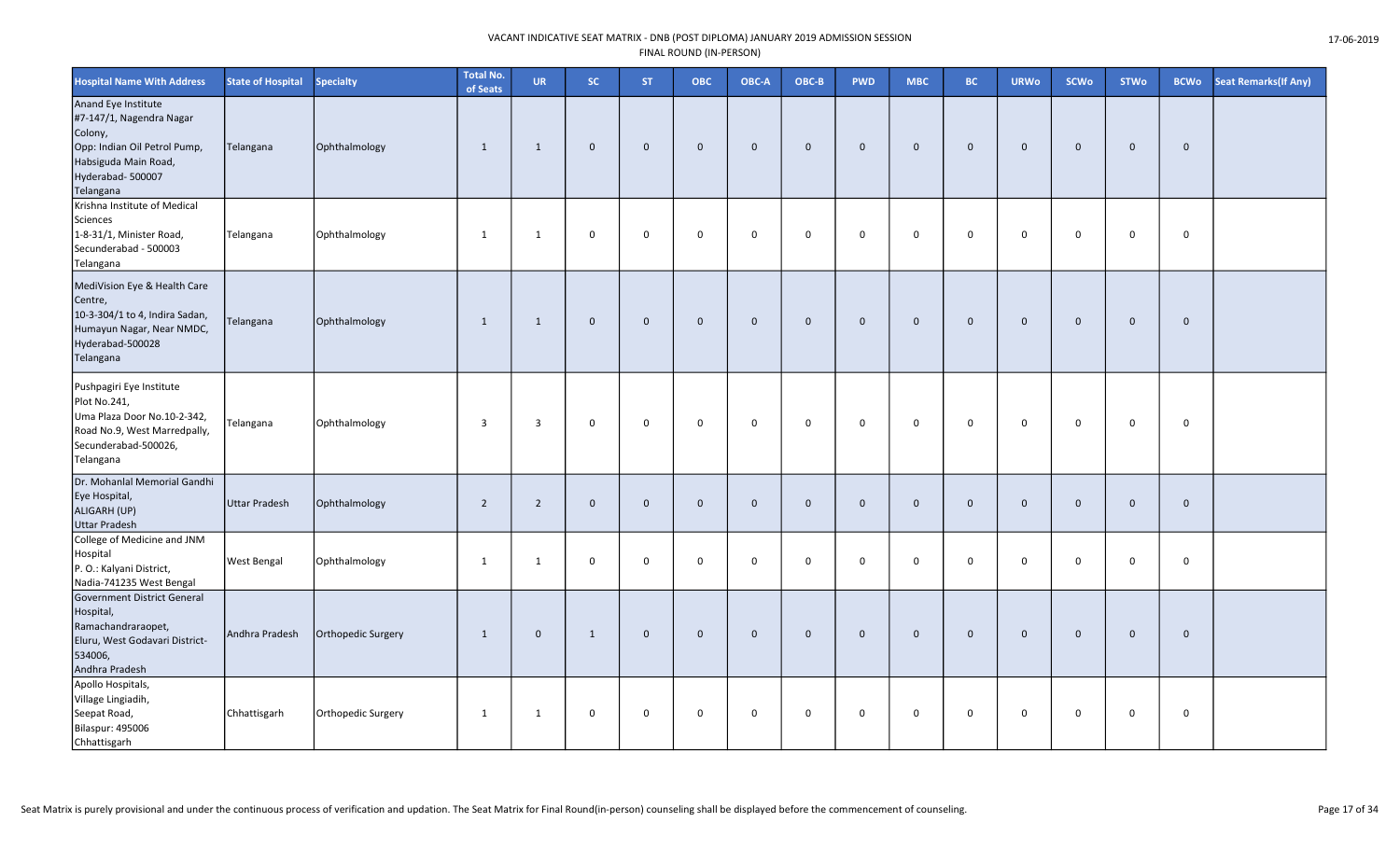VACANT INDICATIVE SEAT MATRIX - DNB (POST DIPLOMA) JANUARY 2019 ADMISSION SESSION
FINAL ROUND (IN-PERSON)

17-06-2019

| Hospital Name With Address | State of Hospital | Specialty | Total No. of Seats | UR | SC | ST | OBC | OBC-A | OBC-B | PWD | MBC | BC | URWo | SCWo | STWo | BCWo | Seat Remarks(If Any) |
|---|---|---|---|---|---|---|---|---|---|---|---|---|---|---|---|---|---|
| Anand Eye Institute #7-147/1, Nagendra Nagar Colony, Opp: Indian Oil Petrol Pump, Habsiguda Main Road, Hyderabad- 500007 Telangana | Telangana | Ophthalmology | 1 | 1 | 0 | 0 | 0 | 0 | 0 | 0 | 0 | 0 | 0 | 0 | 0 | 0 | |
| Krishna Institute of Medical Sciences 1-8-31/1, Minister Road, Secunderabad - 500003 Telangana | Telangana | Ophthalmology | 1 | 1 | 0 | 0 | 0 | 0 | 0 | 0 | 0 | 0 | 0 | 0 | 0 | 0 | |
| MediVision Eye & Health Care Centre, 10-3-304/1 to 4, Indira Sadan, Humayun Nagar, Near NMDC, Hyderabad-500028 Telangana | Telangana | Ophthalmology | 1 | 1 | 0 | 0 | 0 | 0 | 0 | 0 | 0 | 0 | 0 | 0 | 0 | 0 | |
| Pushpagiri Eye Institute Plot No.241, Uma Plaza Door No.10-2-342, Road No.9, West Marredpally, Secunderabad-500026, Telangana | Telangana | Ophthalmology | 3 | 3 | 0 | 0 | 0 | 0 | 0 | 0 | 0 | 0 | 0 | 0 | 0 | 0 | |
| Dr. Mohanlal Memorial Gandhi Eye Hospital, ALIGARH (UP) Uttar Pradesh | Uttar Pradesh | Ophthalmology | 2 | 2 | 0 | 0 | 0 | 0 | 0 | 0 | 0 | 0 | 0 | 0 | 0 | 0 | |
| College of Medicine and JNM Hospital P. O.: Kalyani District, Nadia-741235 West Bengal | West Bengal | Ophthalmology | 1 | 1 | 0 | 0 | 0 | 0 | 0 | 0 | 0 | 0 | 0 | 0 | 0 | 0 | |
| Government District General Hospital, Ramachandraraopet, Eluru, West Godavari District-534006, Andhra Pradesh | Andhra Pradesh | Orthopedic Surgery | 1 | 0 | 1 | 0 | 0 | 0 | 0 | 0 | 0 | 0 | 0 | 0 | 0 | 0 | |
| Apollo Hospitals, Village Lingiadih, Seepat Road, Bilaspur: 495006 Chhattisgarh | Chhattisgarh | Orthopedic Surgery | 1 | 1 | 0 | 0 | 0 | 0 | 0 | 0 | 0 | 0 | 0 | 0 | 0 | 0 | |

Seat Matrix is purely provisional and under the continuous process of verification and updation. The Seat Matrix for Final Round(in-person) counseling shall be displayed before the commencement of counseling.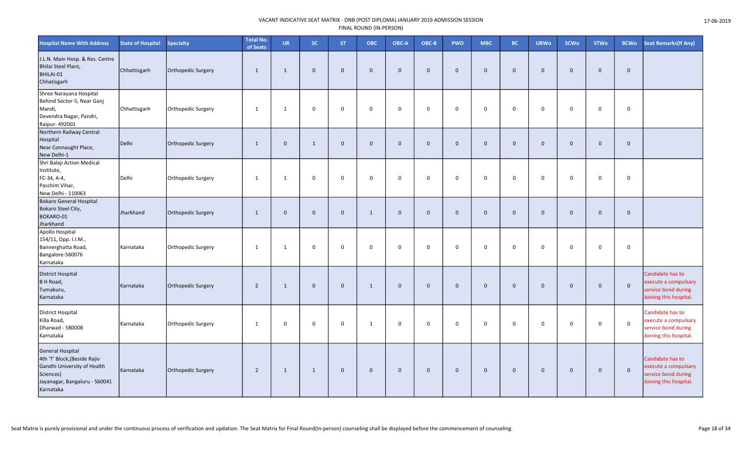VACANT INDICATIVE SEAT MATRIX - DNB (POST DIPLOMA) JANUARY 2019 ADMISSION SESSION

FINAL ROUND (IN-PERSON)

| Hospital Name With Address | State of Hospital | Specialty | Total No. of Seats | UR | SC | ST | OBC | OBC-A | OBC-B | PWD | MBC | BC | URWo | SCWo | STWo | BCWo | Seat Remarks(If Any) |
|---|---|---|---|---|---|---|---|---|---|---|---|---|---|---|---|---|---|
| J.L.N. Main Hosp. & Res. Centre Bhilai Steel Plant, BHILAI-01 Chhatisgarh | Chhattisgarh | Orthopedic Surgery | 1 | 1 | 0 | 0 | 0 | 0 | 0 | 0 | 0 | 0 | 0 | 0 | 0 | 0 | |
| Shree Narayana Hospital Behind Sector-5, Near Ganj Mandi, Devendra Nagar, Pandri, Raipur- 492001 | Chhattisgarh | Orthopedic Surgery | 1 | 1 | 0 | 0 | 0 | 0 | 0 | 0 | 0 | 0 | 0 | 0 | 0 | 0 | |
| Northern Railway Central Hospital Near Connaught Place, New Delhi-1 | Delhi | Orthopedic Surgery | 1 | 0 | 1 | 0 | 0 | 0 | 0 | 0 | 0 | 0 | 0 | 0 | 0 | 0 | |
| Shri Balaji Action Medical Institute, FC-34, A-4, Paschim Vihar, New Delhi - 110063 | Delhi | Orthopedic Surgery | 1 | 1 | 0 | 0 | 0 | 0 | 0 | 0 | 0 | 0 | 0 | 0 | 0 | 0 | |
| Bokaro General Hospital Bokaro Steel City, BOKARO-01 Jharkhand | Jharkhand | Orthopedic Surgery | 1 | 0 | 0 | 0 | 1 | 0 | 0 | 0 | 0 | 0 | 0 | 0 | 0 | 0 | |
| Apollo Hospital 154/11, Opp. I.I.M., Bannerghatta Road, Bangalore-560076 Karnataka | Karnataka | Orthopedic Surgery | 1 | 1 | 0 | 0 | 0 | 0 | 0 | 0 | 0 | 0 | 0 | 0 | 0 | 0 | |
| District Hospital B H Road, Tumakuru, Karnataka | Karnataka | Orthopedic Surgery | 2 | 1 | 0 | 0 | 1 | 0 | 0 | 0 | 0 | 0 | 0 | 0 | 0 | 0 | Candidate has to execute a compulsary service bond during Joining this hospital. |
| District Hospital Killa Road, Dharwad - 580008 Karnataka | Karnataka | Orthopedic Surgery | 1 | 0 | 0 | 0 | 1 | 0 | 0 | 0 | 0 | 0 | 0 | 0 | 0 | 0 | Candidate has to execute a compulsary service bond during Joining this hospital. |
| General Hospital 4th 'T' Block,(Beside Rajiv Gandhi University of Health Sciences) Jayanagar, Bangaluru - 560041 Karnataka | Karnataka | Orthopedic Surgery | 2 | 1 | 1 | 0 | 0 | 0 | 0 | 0 | 0 | 0 | 0 | 0 | 0 | 0 | Candidate has to execute a compulsary service bond during Joining this hospital. |

Seat Matrix is purely provisional and under the continuous process of verification and updation. The Seat Matrix for Final Round(in-person) counseling shall be displayed before the commencement of counseling.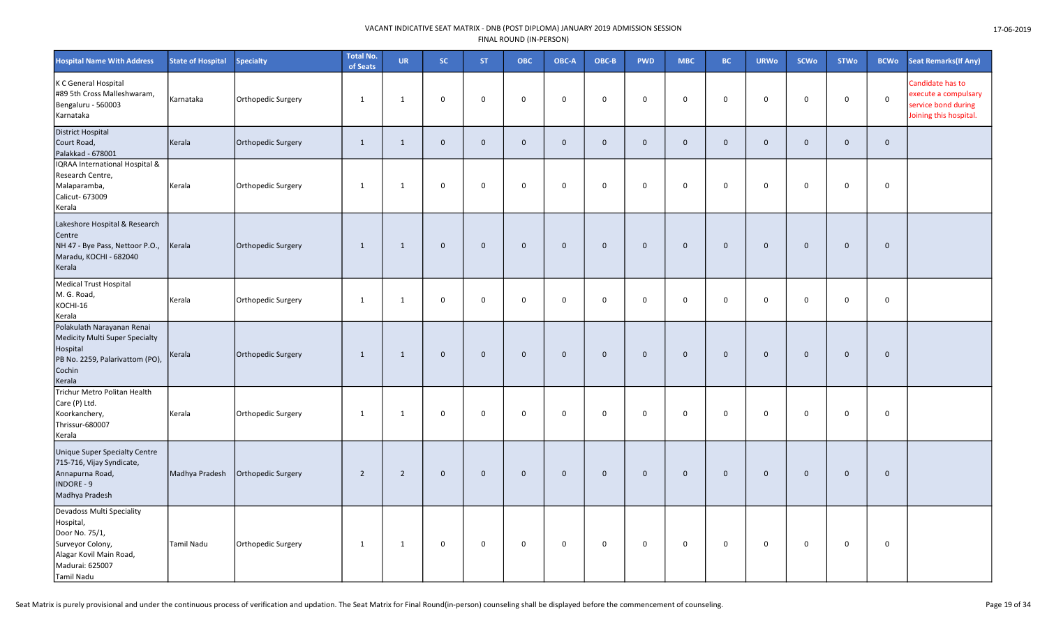| Hospital Name With Address | State of Hospital | Specialty | Total No. of Seats | UR | SC | ST | OBC | OBC-A | OBC-B | PWD | MBC | BC | URWo | SCWo | STWo | BCWo | Seat Remarks(If Any) |
|---|---|---|---|---|---|---|---|---|---|---|---|---|---|---|---|---|---|
| K C General Hospital<br>#89 5th Cross Malleshwaram,<br>Bengaluru - 560003<br>Karnataka | Karnataka | Orthopedic Surgery | 1 | 1 | 0 | 0 | 0 | 0 | 0 | 0 | 0 | 0 | 0 | 0 | 0 | 0 | Candidate has to execute a compulsary service bond during Joining this hospital. |
| District Hospital<br>Court Road,<br>Palakkad - 678001 | Kerala | Orthopedic Surgery | 1 | 1 | 0 | 0 | 0 | 0 | 0 | 0 | 0 | 0 | 0 | 0 | 0 | 0 | |
| IQRAA International Hospital & Research Centre,<br>Malaparamba,<br>Calicut- 673009<br>Kerala | Kerala | Orthopedic Surgery | 1 | 1 | 0 | 0 | 0 | 0 | 0 | 0 | 0 | 0 | 0 | 0 | 0 | 0 | |
| Lakeshore Hospital & Research Centre<br>NH 47 - Bye Pass, Nettoor P.O., Maradu, KOCHI - 682040<br>Kerala | Kerala | Orthopedic Surgery | 1 | 1 | 0 | 0 | 0 | 0 | 0 | 0 | 0 | 0 | 0 | 0 | 0 | 0 | |
| Medical Trust Hospital<br>M. G. Road,<br>KOCHI-16<br>Kerala | Kerala | Orthopedic Surgery | 1 | 1 | 0 | 0 | 0 | 0 | 0 | 0 | 0 | 0 | 0 | 0 | 0 | 0 | |
| Polakulath Narayanan Renai Medicity Multi Super Specialty Hospital<br>PB No. 2259, Palarivattom (PO), Cochin<br>Kerala | Kerala | Orthopedic Surgery | 1 | 1 | 0 | 0 | 0 | 0 | 0 | 0 | 0 | 0 | 0 | 0 | 0 | 0 | |
| Trichur Metro Politan Health Care (P) Ltd.<br>Koorkanchery,<br>Thrissur-680007<br>Kerala | Kerala | Orthopedic Surgery | 1 | 1 | 0 | 0 | 0 | 0 | 0 | 0 | 0 | 0 | 0 | 0 | 0 | 0 | |
| Unique Super Specialty Centre<br>715-716, Vijay Syndicate,<br>Annapurna Road,<br>INDORE - 9<br>Madhya Pradesh | Madhya Pradesh | Orthopedic Surgery | 2 | 2 | 0 | 0 | 0 | 0 | 0 | 0 | 0 | 0 | 0 | 0 | 0 | 0 | |
| Devadoss Multi Speciality Hospital,<br>Door No. 75/1,<br>Surveyor Colony,<br>Alagar Kovil Main Road,<br>Madurai: 625007<br>Tamil Nadu | Tamil Nadu | Orthopedic Surgery | 1 | 1 | 0 | 0 | 0 | 0 | 0 | 0 | 0 | 0 | 0 | 0 | 0 | 0 | |

Seat Matrix is purely provisional and under the continuous process of verification and updation. The Seat Matrix for Final Round(in-person) counseling shall be displayed before the commencement of counseling.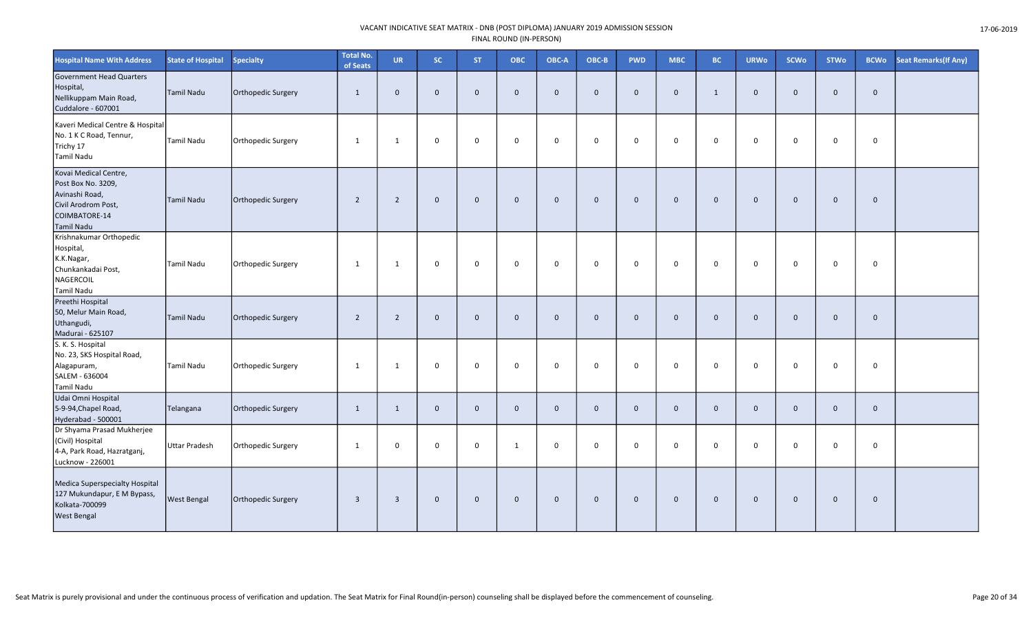| Hospital Name With Address | State of Hospital | Specialty | Total No. of Seats | UR | SC | ST | OBC | OBC-A | OBC-B | PWD | MBC | BC | URWo | SCWo | STWo | BCWo | Seat Remarks(If Any) |
|---|---|---|---|---|---|---|---|---|---|---|---|---|---|---|---|---|---|
| Government Head Quarters Hospital, Nellikuppam Main Road, Cuddalore - 607001 | Tamil Nadu | Orthopedic Surgery | 1 | 0 | 0 | 0 | 0 | 0 | 0 | 0 | 0 | 1 | 0 | 0 | 0 | 0 | |
| Kaveri Medical Centre & Hospital No. 1 K C Road, Tennur, Trichy 17 Tamil Nadu | Tamil Nadu | Orthopedic Surgery | 1 | 1 | 0 | 0 | 0 | 0 | 0 | 0 | 0 | 0 | 0 | 0 | 0 | 0 | |
| Kovai Medical Centre, Post Box No. 3209, Avinashi Road, Civil Arodrom Post, COIMBATORE-14 Tamil Nadu | Tamil Nadu | Orthopedic Surgery | 2 | 2 | 0 | 0 | 0 | 0 | 0 | 0 | 0 | 0 | 0 | 0 | 0 | 0 | |
| Krishnakumar Orthopedic Hospital, K.K.Nagar, Chunkankadai Post, NAGERCOIL Tamil Nadu | Tamil Nadu | Orthopedic Surgery | 1 | 1 | 0 | 0 | 0 | 0 | 0 | 0 | 0 | 0 | 0 | 0 | 0 | 0 | |
| Preethi Hospital 50, Melur Main Road, Uthangudi, Madurai - 625107 | Tamil Nadu | Orthopedic Surgery | 2 | 2 | 0 | 0 | 0 | 0 | 0 | 0 | 0 | 0 | 0 | 0 | 0 | 0 | |
| S. K. S. Hospital No. 23, SKS Hospital Road, Alagapuram, SALEM - 636004 Tamil Nadu | Tamil Nadu | Orthopedic Surgery | 1 | 1 | 0 | 0 | 0 | 0 | 0 | 0 | 0 | 0 | 0 | 0 | 0 | 0 | |
| Udai Omni Hospital 5-9-94,Chapel Road, Hyderabad - 500001 | Telangana | Orthopedic Surgery | 1 | 1 | 0 | 0 | 0 | 0 | 0 | 0 | 0 | 0 | 0 | 0 | 0 | 0 | |
| Dr Shyama Prasad Mukherjee (Civil) Hospital 4-A, Park Road, Hazratganj, Lucknow - 226001 | Uttar Pradesh | Orthopedic Surgery | 1 | 0 | 0 | 0 | 1 | 0 | 0 | 0 | 0 | 0 | 0 | 0 | 0 | 0 | |
| Medica Superspecialty Hospital 127 Mukundapur, E M Bypass, Kolkata-700099 West Bengal | West Bengal | Orthopedic Surgery | 3 | 3 | 0 | 0 | 0 | 0 | 0 | 0 | 0 | 0 | 0 | 0 | 0 | 0 | |

Seat Matrix is purely provisional and under the continuous process of verification and updation. The Seat Matrix for Final Round(in-person) counseling shall be displayed before the commencement of counseling.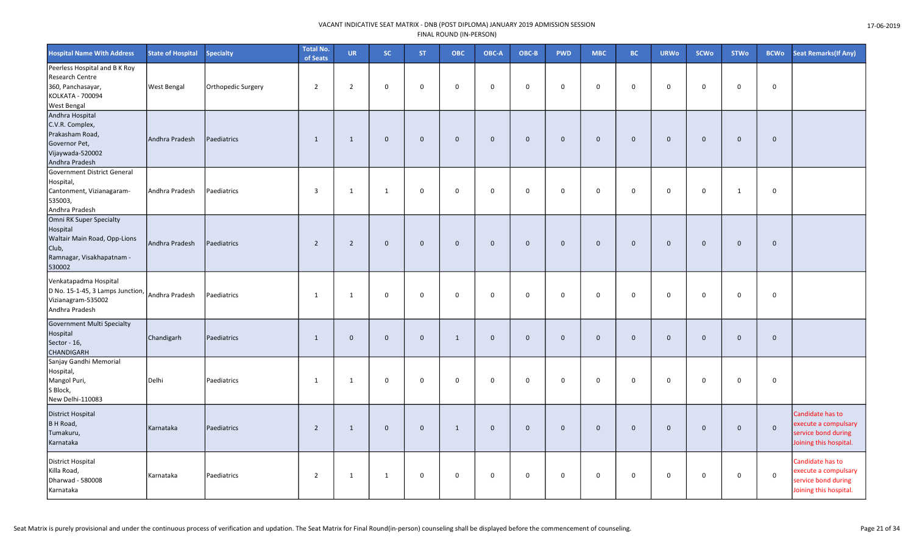VACANT INDICATIVE SEAT MATRIX - DNB (POST DIPLOMA) JANUARY 2019 ADMISSION SESSION
FINAL ROUND (IN-PERSON)

17-06-2019

| Hospital Name With Address | State of Hospital | Specialty | Total No. of Seats | UR | SC | ST | OBC | OBC-A | OBC-B | PWD | MBC | BC | URWo | SCWo | STWo | BCWo | Seat Remarks(If Any) |
|---|---|---|---|---|---|---|---|---|---|---|---|---|---|---|---|---|---|
| Peerless Hospital and B K Roy Research Centre 360, Panchasayar, KOLKATA - 700094 West Bengal | West Bengal | Orthopedic Surgery | 2 | 2 | 0 | 0 | 0 | 0 | 0 | 0 | 0 | 0 | 0 | 0 | 0 | 0 | |
| Andhra Hospital C.V.R. Complex, Prakasham Road, Governor Pet, Vijaywada-520002 Andhra Pradesh | Andhra Pradesh | Paediatrics | 1 | 1 | 0 | 0 | 0 | 0 | 0 | 0 | 0 | 0 | 0 | 0 | 0 | 0 | |
| Government District General Hospital, Cantonment, Vizianagaram-535003, Andhra Pradesh | Andhra Pradesh | Paediatrics | 3 | 1 | 1 | 0 | 0 | 0 | 0 | 0 | 0 | 0 | 0 | 0 | 1 | 0 | |
| Omni RK Super Specialty Hospital Waltair Main Road, Opp-Lions Club, Ramnagar, Visakhapatnam - 530002 | Andhra Pradesh | Paediatrics | 2 | 2 | 0 | 0 | 0 | 0 | 0 | 0 | 0 | 0 | 0 | 0 | 0 | 0 | |
| Venkatapadma Hospital D No. 15-1-45, 3 Lamps Junction, Vizianagram-535002 Andhra Pradesh | Andhra Pradesh | Paediatrics | 1 | 1 | 0 | 0 | 0 | 0 | 0 | 0 | 0 | 0 | 0 | 0 | 0 | 0 | |
| Government Multi Specialty Hospital Sector - 16, CHANDIGARH | Chandigarh | Paediatrics | 1 | 0 | 0 | 0 | 1 | 0 | 0 | 0 | 0 | 0 | 0 | 0 | 0 | 0 | |
| Sanjay Gandhi Memorial Hospital, Mangol Puri, S Block, New Delhi-110083 | Delhi | Paediatrics | 1 | 1 | 0 | 0 | 0 | 0 | 0 | 0 | 0 | 0 | 0 | 0 | 0 | 0 | |
| District Hospital B H Road, Tumakuru, Karnataka | Karnataka | Paediatrics | 2 | 1 | 0 | 0 | 1 | 0 | 0 | 0 | 0 | 0 | 0 | 0 | 0 | 0 | Candidate has to execute a compulsary service bond during Joining this hospital. |
| District Hospital Killa Road, Dharwad - 580008 Karnataka | Karnataka | Paediatrics | 2 | 1 | 1 | 0 | 0 | 0 | 0 | 0 | 0 | 0 | 0 | 0 | 0 | 0 | Candidate has to execute a compulsary service bond during Joining this hospital. |

Seat Matrix is purely provisional and under the continuous process of verification and updation. The Seat Matrix for Final Round(in-person) counseling shall be displayed before the commencement of counseling.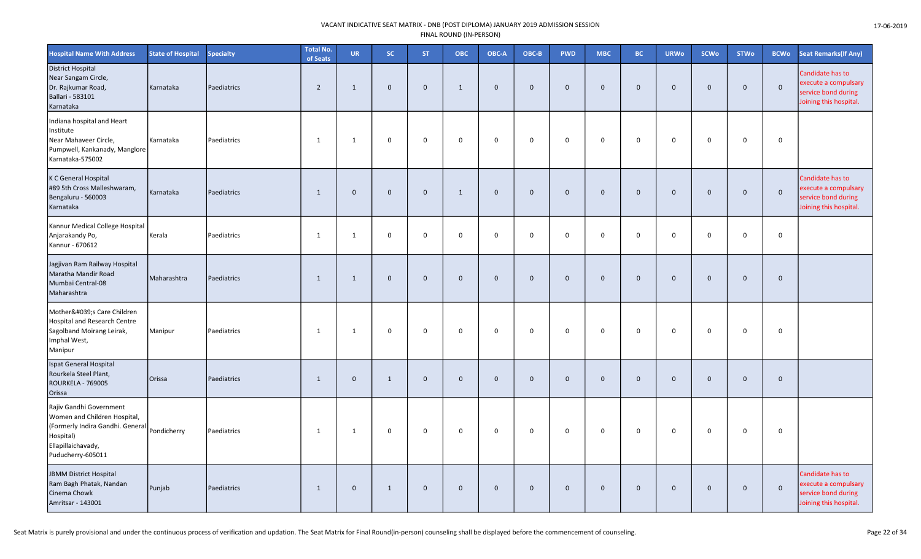VACANT INDICATIVE SEAT MATRIX - DNB (POST DIPLOMA) JANUARY 2019 ADMISSION SESSION
FINAL ROUND (IN-PERSON)

| Hospital Name With Address | State of Hospital | Specialty | Total No. of Seats | UR | SC | ST | OBC | OBC-A | OBC-B | PWD | MBC | BC | URWo | SCWo | STWo | BCWo | Seat Remarks(If Any) |
|---|---|---|---|---|---|---|---|---|---|---|---|---|---|---|---|---|---|
| District Hospital Near Sangam Circle, Dr. Rajkumar Road, Ballari - 583101 Karnataka | Karnataka | Paediatrics | 2 | 1 | 0 | 0 | 1 | 0 | 0 | 0 | 0 | 0 | 0 | 0 | 0 | 0 | Candidate has to execute a compulsary service bond during Joining this hospital. |
| Indiana hospital and Heart Institute Near Mahaveer Circle, Pumpwell, Kankanady, Manglore Karnataka-575002 | Karnataka | Paediatrics | 1 | 1 | 0 | 0 | 0 | 0 | 0 | 0 | 0 | 0 | 0 | 0 | 0 | 0 | |
| K C General Hospital #89 5th Cross Malleshwaram, Bengaluru - 560003 Karnataka | Karnataka | Paediatrics | 1 | 0 | 0 | 0 | 1 | 0 | 0 | 0 | 0 | 0 | 0 | 0 | 0 | 0 | Candidate has to execute a compulsary service bond during Joining this hospital. |
| Kannur Medical College Hospital Anjarakandy Po, Kannur - 670612 | Kerala | Paediatrics | 1 | 1 | 0 | 0 | 0 | 0 | 0 | 0 | 0 | 0 | 0 | 0 | 0 | 0 | |
| Jagjivan Ram Railway Hospital Maratha Mandir Road Mumbai Central-08 Maharashtra | Maharashtra | Paediatrics | 1 | 1 | 0 | 0 | 0 | 0 | 0 | 0 | 0 | 0 | 0 | 0 | 0 | 0 | |
| Mother&#039;s Care Children Hospital and Research Centre Sagolband Moirang Leirak, Imphal West, Manipur | Manipur | Paediatrics | 1 | 1 | 0 | 0 | 0 | 0 | 0 | 0 | 0 | 0 | 0 | 0 | 0 | 0 | |
| Ispat General Hospital Rourkela Steel Plant, ROURKELA - 769005 Orissa | Orissa | Paediatrics | 1 | 0 | 1 | 0 | 0 | 0 | 0 | 0 | 0 | 0 | 0 | 0 | 0 | 0 | |
| Rajiv Gandhi Government Women and Children Hospital, (Formerly Indira Gandhi. General Hospital) Ellapillaichavady, Puducherry-605011 | Pondicherry | Paediatrics | 1 | 1 | 0 | 0 | 0 | 0 | 0 | 0 | 0 | 0 | 0 | 0 | 0 | 0 | |
| JBMM District Hospital Ram Bagh Phatak, Nandan Cinema Chowk Amritsar - 143001 | Punjab | Paediatrics | 1 | 0 | 1 | 0 | 0 | 0 | 0 | 0 | 0 | 0 | 0 | 0 | 0 | 0 | Candidate has to execute a compulsary service bond during Joining this hospital. |

Seat Matrix is purely provisional and under the continuous process of verification and updation. The Seat Matrix for Final Round(in-person) counseling shall be displayed before the commencement of counseling.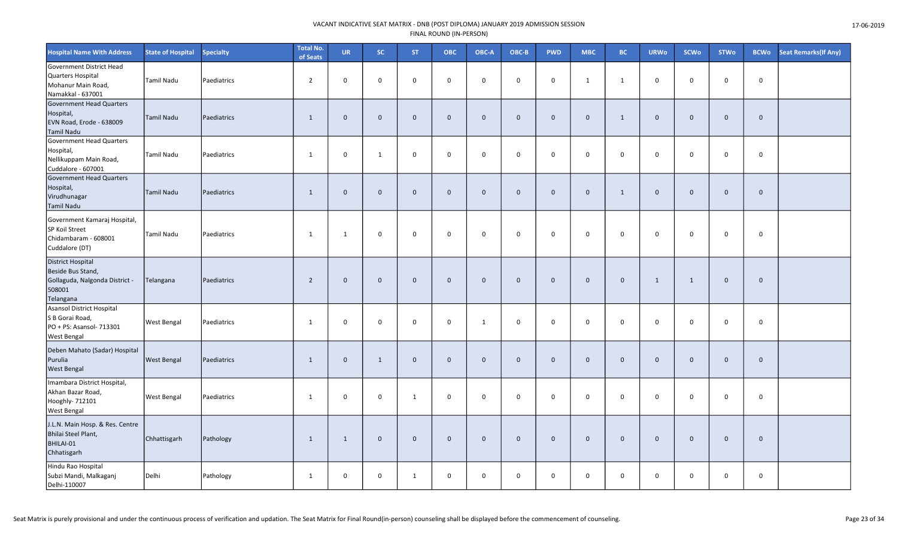| Hospital Name With Address | State of Hospital | Specialty | Total No. of Seats | UR | SC | ST | OBC | OBC-A | OBC-B | PWD | MBC | BC | URWo | SCWo | STWo | BCWo | Seat Remarks(If Any) |
|---|---|---|---|---|---|---|---|---|---|---|---|---|---|---|---|---|---|
| Government District Head Quarters Hospital Mohanur Main Road, Namakkal - 637001 | Tamil Nadu | Paediatrics | 2 | 0 | 0 | 0 | 0 | 0 | 0 | 0 | 1 | 1 | 0 | 0 | 0 | 0 | |
| Government Head Quarters Hospital, EVN Road, Erode - 638009 Tamil Nadu | Tamil Nadu | Paediatrics | 1 | 0 | 0 | 0 | 0 | 0 | 0 | 0 | 0 | 1 | 0 | 0 | 0 | 0 | |
| Government Head Quarters Hospital, Nellikuppam Main Road, Cuddalore - 607001 | Tamil Nadu | Paediatrics | 1 | 0 | 1 | 0 | 0 | 0 | 0 | 0 | 0 | 0 | 0 | 0 | 0 | 0 | |
| Government Head Quarters Hospital, Virudhunagar Tamil Nadu | Tamil Nadu | Paediatrics | 1 | 0 | 0 | 0 | 0 | 0 | 0 | 0 | 0 | 1 | 0 | 0 | 0 | 0 | |
| Government Kamaraj Hospital, SP Koil Street Chidambaram - 608001 Cuddalore (DT) | Tamil Nadu | Paediatrics | 1 | 1 | 0 | 0 | 0 | 0 | 0 | 0 | 0 | 0 | 0 | 0 | 0 | 0 | |
| District Hospital Beside Bus Stand, Gollaguda, Nalgonda District - 508001 Telangana | Telangana | Paediatrics | 2 | 0 | 0 | 0 | 0 | 0 | 0 | 0 | 0 | 0 | 1 | 1 | 0 | 0 | |
| Asansol District Hospital S B Gorai Road, PO + PS: Asansol- 713301 West Bengal | West Bengal | Paediatrics | 1 | 0 | 0 | 0 | 0 | 1 | 0 | 0 | 0 | 0 | 0 | 0 | 0 | 0 | |
| Deben Mahato (Sadar) Hospital Purulia West Bengal | West Bengal | Paediatrics | 1 | 0 | 1 | 0 | 0 | 0 | 0 | 0 | 0 | 0 | 0 | 0 | 0 | 0 | |
| Imambara District Hospital, Akhan Bazar Road, Hooghly- 712101 West Bengal | West Bengal | Paediatrics | 1 | 0 | 0 | 1 | 0 | 0 | 0 | 0 | 0 | 0 | 0 | 0 | 0 | 0 | |
| J.L.N. Main Hosp. & Res. Centre Bhilai Steel Plant, BHILAI-01 Chhatisgarh | Chhattisgarh | Pathology | 1 | 1 | 0 | 0 | 0 | 0 | 0 | 0 | 0 | 0 | 0 | 0 | 0 | 0 | |
| Hindu Rao Hospital Subzi Mandi, Malkaganj Delhi-110007 | Delhi | Pathology | 1 | 0 | 0 | 1 | 0 | 0 | 0 | 0 | 0 | 0 | 0 | 0 | 0 | 0 | |

Seat Matrix is purely provisional and under the continuous process of verification and updation. The Seat Matrix for Final Round(in-person) counseling shall be displayed before the commencement of counseling.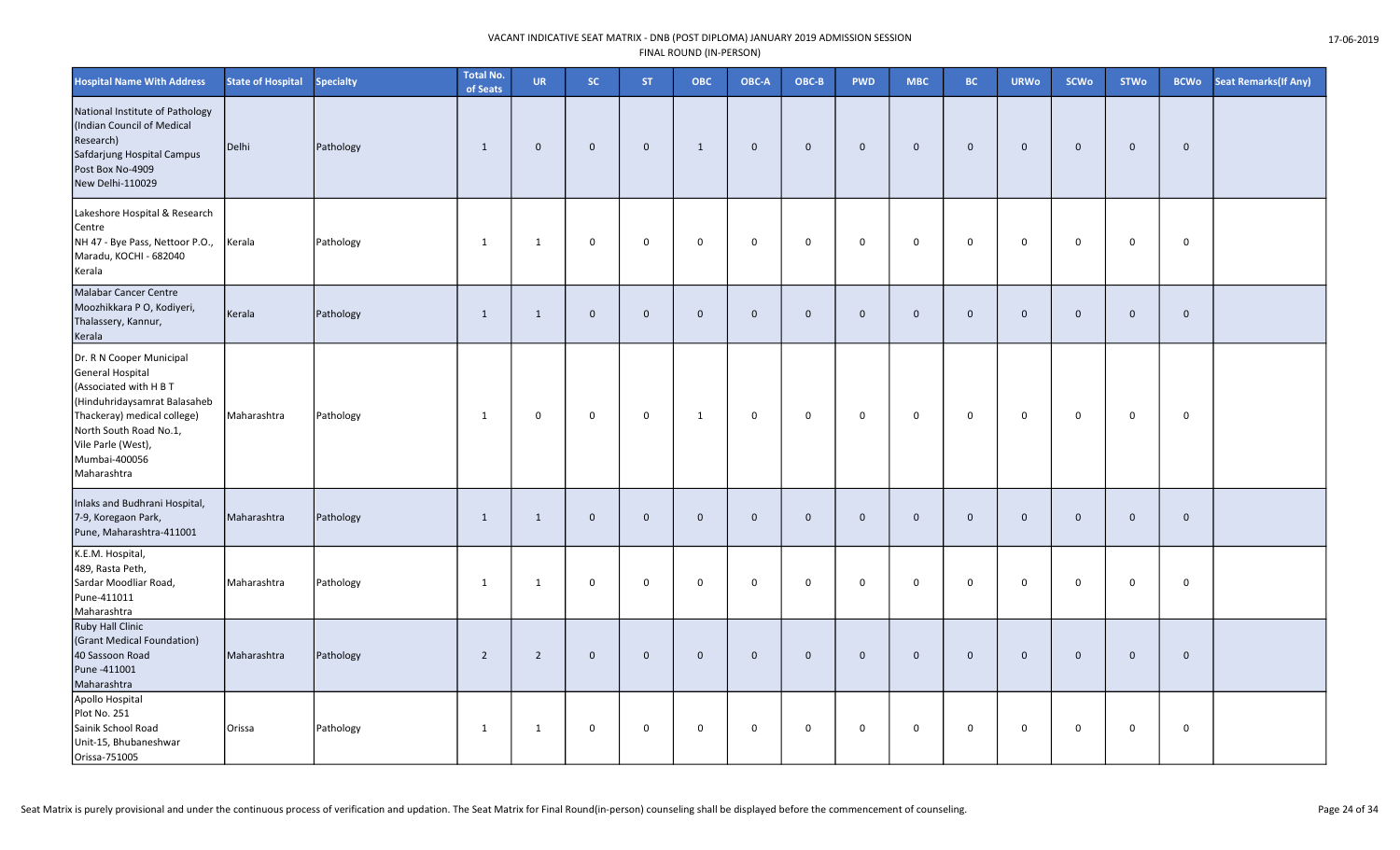VACANT INDICATIVE SEAT MATRIX - DNB (POST DIPLOMA) JANUARY 2019 ADMISSION SESSION
FINAL ROUND (IN-PERSON)

| Hospital Name With Address | State of Hospital | Specialty | Total No. of Seats | UR | SC | ST | OBC | OBC-A | OBC-B | PWD | MBC | BC | URWo | SCWo | STWo | BCWo | Seat Remarks(If Any) |
|---|---|---|---|---|---|---|---|---|---|---|---|---|---|---|---|---|---|
| National Institute of Pathology (Indian Council of Medical Research) Safdarjung Hospital Campus Post Box No-4909 New Delhi-110029 | Delhi | Pathology | 1 | 0 | 0 | 0 | 1 | 0 | 0 | 0 | 0 | 0 | 0 | 0 | 0 | 0 | |
| Lakeshore Hospital & Research Centre NH 47 - Bye Pass, Nettoor P.O., Maradu, KOCHI - 682040 Kerala | Kerala | Pathology | 1 | 1 | 0 | 0 | 0 | 0 | 0 | 0 | 0 | 0 | 0 | 0 | 0 | 0 | |
| Malabar Cancer Centre Moozhikkara P O, Kodiyeri, Thalassery, Kannur, Kerala | Kerala | Pathology | 1 | 1 | 0 | 0 | 0 | 0 | 0 | 0 | 0 | 0 | 0 | 0 | 0 | 0 | |
| Dr. R N Cooper Municipal General Hospital (Associated with H B T (Hinduhridaysamrat Balasaheb Thackeray) medical college) North South Road No.1, Vile Parle (West), Mumbai-400056 Maharashtra | Maharashtra | Pathology | 1 | 0 | 0 | 0 | 1 | 0 | 0 | 0 | 0 | 0 | 0 | 0 | 0 | 0 | |
| Inlaks and Budhrani Hospital, 7-9, Koregaon Park, Pune, Maharashtra-411001 | Maharashtra | Pathology | 1 | 1 | 0 | 0 | 0 | 0 | 0 | 0 | 0 | 0 | 0 | 0 | 0 | 0 | |
| K.E.M. Hospital, 489, Rasta Peth, Sardar Moodliar Road, Pune-411011 Maharashtra | Maharashtra | Pathology | 1 | 1 | 0 | 0 | 0 | 0 | 0 | 0 | 0 | 0 | 0 | 0 | 0 | 0 | |
| Ruby Hall Clinic (Grant Medical Foundation) 40 Sassoon Road Pune -411001 Maharashtra | Maharashtra | Pathology | 2 | 2 | 0 | 0 | 0 | 0 | 0 | 0 | 0 | 0 | 0 | 0 | 0 | 0 | |
| Apollo Hospital Plot No. 251 Sainik School Road Unit-15, Bhubaneshwar Orissa-751005 | Orissa | Pathology | 1 | 1 | 0 | 0 | 0 | 0 | 0 | 0 | 0 | 0 | 0 | 0 | 0 | 0 | |

Seat Matrix is purely provisional and under the continuous process of verification and updation. The Seat Matrix for Final Round(in-person) counseling shall be displayed before the commencement of counseling.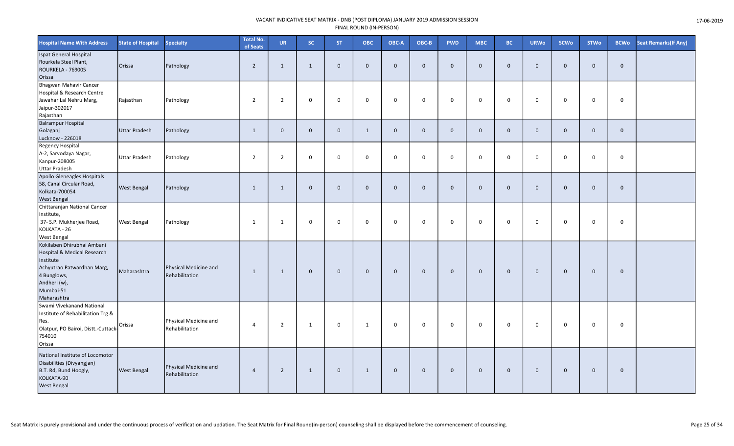VACANT INDICATIVE SEAT MATRIX - DNB (POST DIPLOMA) JANUARY 2019 ADMISSION SESSION
FINAL ROUND (IN-PERSON)

| Hospital Name With Address | State of Hospital | Specialty | Total No. of Seats | UR | SC | ST | OBC | OBC-A | OBC-B | PWD | MBC | BC | URWo | SCWo | STWo | BCWo | Seat Remarks(If Any) |
|---|---|---|---|---|---|---|---|---|---|---|---|---|---|---|---|---|---|
| Ispat General Hospital Rourkela Steel Plant, ROURKELA - 769005 Orissa | Orissa | Pathology | 2 | 1 | 1 | 0 | 0 | 0 | 0 | 0 | 0 | 0 | 0 | 0 | 0 | 0 | |
| Bhagwan Mahavir Cancer Hospital & Research Centre Jawahar Lal Nehru Marg, Jaipur-302017 Rajasthan | Rajasthan | Pathology | 2 | 2 | 0 | 0 | 0 | 0 | 0 | 0 | 0 | 0 | 0 | 0 | 0 | 0 | |
| Balrampur Hospital Golaganj Lucknow - 226018 | Uttar Pradesh | Pathology | 1 | 0 | 0 | 0 | 1 | 0 | 0 | 0 | 0 | 0 | 0 | 0 | 0 | 0 | |
| Regency Hospital A-2, Sarvodaya Nagar, Kanpur-208005 Uttar Pradesh | Uttar Pradesh | Pathology | 2 | 2 | 0 | 0 | 0 | 0 | 0 | 0 | 0 | 0 | 0 | 0 | 0 | 0 | |
| Apollo Gleneagles Hospitals 58, Canal Circular Road, Kolkata-700054 West Bengal | West Bengal | Pathology | 1 | 1 | 0 | 0 | 0 | 0 | 0 | 0 | 0 | 0 | 0 | 0 | 0 | 0 | |
| Chittaranjan National Cancer Institute, 37- S.P. Mukherjee Road, KOLKATA - 26 West Bengal | West Bengal | Pathology | 1 | 1 | 0 | 0 | 0 | 0 | 0 | 0 | 0 | 0 | 0 | 0 | 0 | 0 | |
| Kokilaben Dhirubhai Ambani Hospital & Medical Research Institute Achyutrao Patwardhan Marg, 4 Bunglows, Andheri (w), Mumbai-51 Maharashtra | Maharashtra | Physical Medicine and Rehabilitation | 1 | 1 | 0 | 0 | 0 | 0 | 0 | 0 | 0 | 0 | 0 | 0 | 0 | 0 | |
| Swami Vivekanand National Institute of Rehabilitation Trg & Res. Olatpur, PO Bairoi, Distt.-Cuttack-754010 Orissa | Orissa | Physical Medicine and Rehabilitation | 4 | 2 | 1 | 0 | 1 | 0 | 0 | 0 | 0 | 0 | 0 | 0 | 0 | 0 | |
| National Institute of Locomotor Disabilities (Divyangjan) B.T. Rd, Bund Hoogly, KOLKATA-90 West Bengal | West Bengal | Physical Medicine and Rehabilitation | 4 | 2 | 1 | 0 | 1 | 0 | 0 | 0 | 0 | 0 | 0 | 0 | 0 | 0 | |

Seat Matrix is purely provisional and under the continuous process of verification and updation. The Seat Matrix for Final Round(in-person) counseling shall be displayed before the commencement of counseling.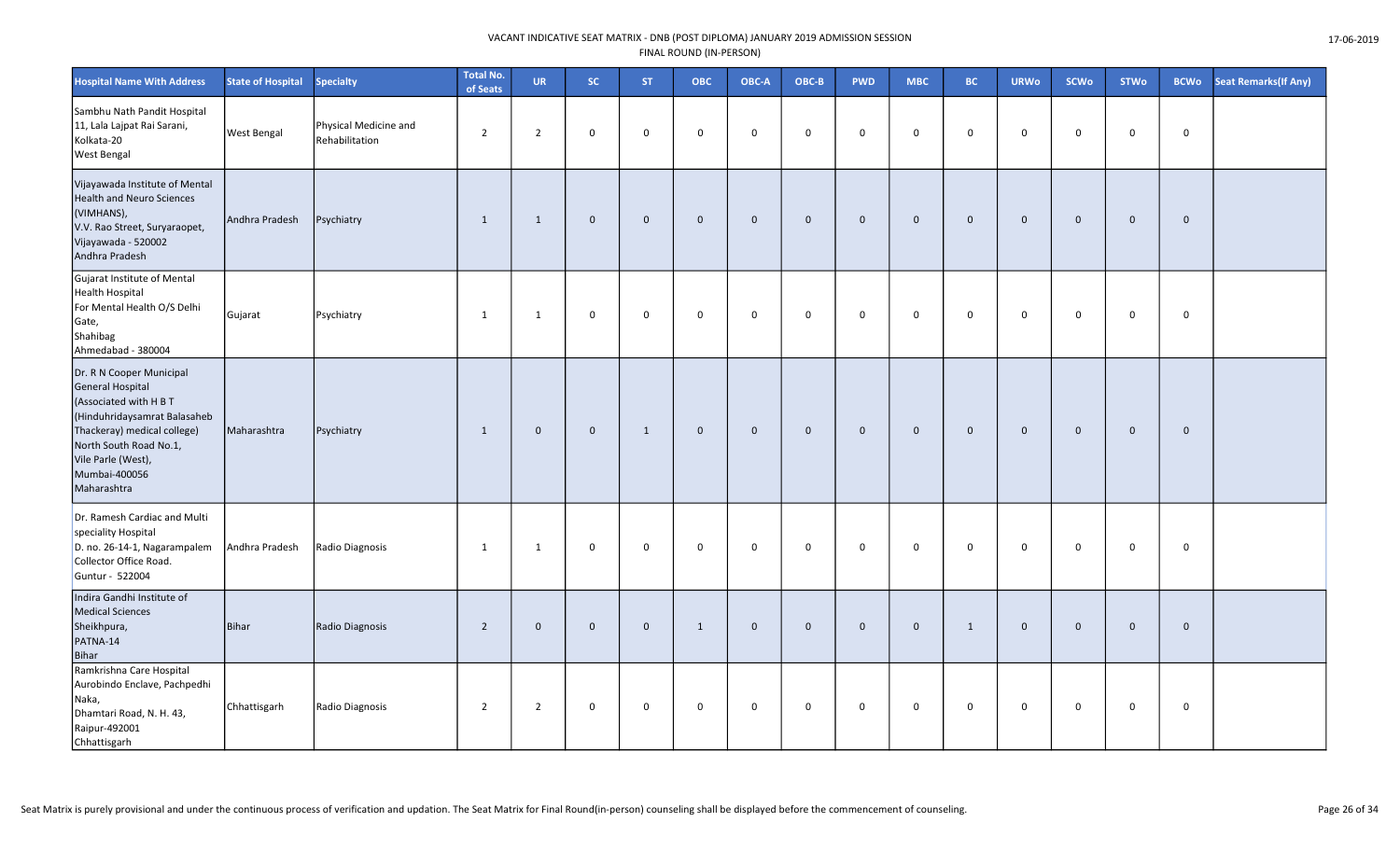VACANT INDICATIVE SEAT MATRIX - DNB (POST DIPLOMA) JANUARY 2019 ADMISSION SESSION
FINAL ROUND (IN-PERSON)

| Hospital Name With Address | State of Hospital | Specialty | Total No. of Seats | UR | SC | ST | OBC | OBC-A | OBC-B | PWD | MBC | BC | URWo | SCWo | STWo | BCWo | Seat Remarks(If Any) |
|---|---|---|---|---|---|---|---|---|---|---|---|---|---|---|---|---|---|
| Sambhu Nath Pandit Hospital 11, Lala Lajpat Rai Sarani, Kolkata-20 West Bengal | West Bengal | Physical Medicine and Rehabilitation | 2 | 2 | 0 | 0 | 0 | 0 | 0 | 0 | 0 | 0 | 0 | 0 | 0 | 0 | |
| Vijayawada Institute of Mental Health and Neuro Sciences (VIMHANS), V.V. Rao Street, Suryaraopet, Vijayawada - 520002 Andhra Pradesh | Andhra Pradesh | Psychiatry | 1 | 1 | 0 | 0 | 0 | 0 | 0 | 0 | 0 | 0 | 0 | 0 | 0 | 0 | |
| Gujarat Institute of Mental Health Hospital For Mental Health O/S Delhi Gate, Shahibag Ahmedabad - 380004 | Gujarat | Psychiatry | 1 | 1 | 0 | 0 | 0 | 0 | 0 | 0 | 0 | 0 | 0 | 0 | 0 | 0 | |
| Dr. R N Cooper Municipal General Hospital (Associated with H B T (Hinduhridaysamrat Balasaheb Thackeray) medical college) North South Road No.1, Vile Parle (West), Mumbai-400056 Maharashtra | Maharashtra | Psychiatry | 1 | 0 | 0 | 1 | 0 | 0 | 0 | 0 | 0 | 0 | 0 | 0 | 0 | 0 | |
| Dr. Ramesh Cardiac and Multi speciality Hospital D. no. 26-14-1, Nagarampalem Collector Office Road. Guntur - 522004 | Andhra Pradesh | Radio Diagnosis | 1 | 1 | 0 | 0 | 0 | 0 | 0 | 0 | 0 | 0 | 0 | 0 | 0 | 0 | |
| Indira Gandhi Institute of Medical Sciences Sheikhpura, PATNA-14 Bihar | Bihar | Radio Diagnosis | 2 | 0 | 0 | 0 | 1 | 0 | 0 | 0 | 0 | 1 | 0 | 0 | 0 | 0 | |
| Ramkrishna Care Hospital Aurobindo Enclave, Pachpedhi Naka, Dhamtari Road, N. H. 43, Raipur-492001 Chhattisgarh | Chhattisgarh | Radio Diagnosis | 2 | 2 | 0 | 0 | 0 | 0 | 0 | 0 | 0 | 0 | 0 | 0 | 0 | 0 | |

Seat Matrix is purely provisional and under the continuous process of verification and updation. The Seat Matrix for Final Round(in-person) counseling shall be displayed before the commencement of counseling.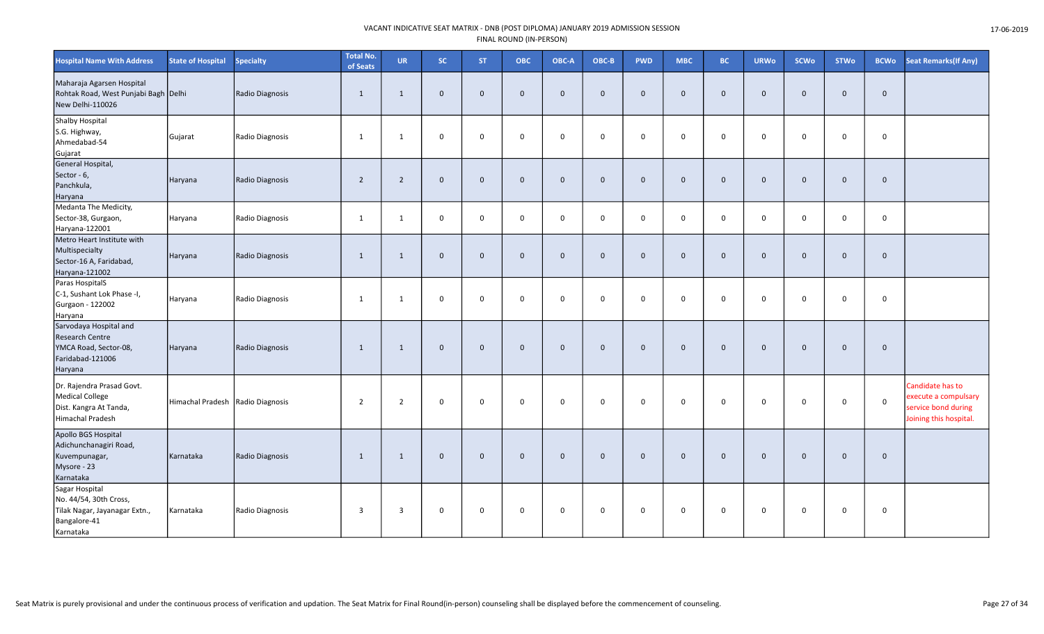VACANT INDICATIVE SEAT MATRIX - DNB (POST DIPLOMA) JANUARY 2019 ADMISSION SESSION
FINAL ROUND (IN-PERSON)

| Hospital Name With Address | State of Hospital | Specialty | Total No. of Seats | UR | SC | ST | OBC | OBC-A | OBC-B | PWD | MBC | BC | URWo | SCWo | STWo | BCWo | Seat Remarks(If Any) |
|---|---|---|---|---|---|---|---|---|---|---|---|---|---|---|---|---|---|
| Maharaja Agarsen Hospital Rohtak Road, West Punjabi Bagh New Delhi-110026 | Delhi | Radio Diagnosis | 1 | 1 | 0 | 0 | 0 | 0 | 0 | 0 | 0 | 0 | 0 | 0 | 0 | 0 | |
| Shalby Hospital S.G. Highway, Ahmedabad-54 Gujarat | Gujarat | Radio Diagnosis | 1 | 1 | 0 | 0 | 0 | 0 | 0 | 0 | 0 | 0 | 0 | 0 | 0 | 0 | |
| General Hospital, Sector - 6, Panchkula, Haryana | Haryana | Radio Diagnosis | 2 | 2 | 0 | 0 | 0 | 0 | 0 | 0 | 0 | 0 | 0 | 0 | 0 | 0 | |
| Medanta The Medicity, Sector-38, Gurgaon, Haryana-122001 | Haryana | Radio Diagnosis | 1 | 1 | 0 | 0 | 0 | 0 | 0 | 0 | 0 | 0 | 0 | 0 | 0 | 0 | |
| Metro Heart Institute with Multispecialty Sector-16 A, Faridabad, Haryana-121002 | Haryana | Radio Diagnosis | 1 | 1 | 0 | 0 | 0 | 0 | 0 | 0 | 0 | 0 | 0 | 0 | 0 | 0 | |
| Paras HospitalS C-1, Sushant Lok Phase -I, Gurgaon - 122002 Haryana | Haryana | Radio Diagnosis | 1 | 1 | 0 | 0 | 0 | 0 | 0 | 0 | 0 | 0 | 0 | 0 | 0 | 0 | |
| Sarvodaya Hospital and Research Centre YMCA Road, Sector-08, Faridabad-121006 Haryana | Haryana | Radio Diagnosis | 1 | 1 | 0 | 0 | 0 | 0 | 0 | 0 | 0 | 0 | 0 | 0 | 0 | 0 | |
| Dr. Rajendra Prasad Govt. Medical College Dist. Kangra At Tanda, Himachal Pradesh | Himachal Pradesh | Radio Diagnosis | 2 | 2 | 0 | 0 | 0 | 0 | 0 | 0 | 0 | 0 | 0 | 0 | 0 | 0 | Candidate has to execute a compulsary service bond during Joining this hospital. |
| Apollo BGS Hospital Adichunchanagiri Road, Kuvempunagar, Mysore - 23 Karnataka | Karnataka | Radio Diagnosis | 1 | 1 | 0 | 0 | 0 | 0 | 0 | 0 | 0 | 0 | 0 | 0 | 0 | 0 | |
| Sagar Hospital No. 44/54, 30th Cross, Tilak Nagar, Jayanagar Extn., Bangalore-41 Karnataka | Karnataka | Radio Diagnosis | 3 | 3 | 0 | 0 | 0 | 0 | 0 | 0 | 0 | 0 | 0 | 0 | 0 | 0 | |

Seat Matrix is purely provisional and under the continuous process of verification and updation. The Seat Matrix for Final Round(in-person) counseling shall be displayed before the commencement of counseling.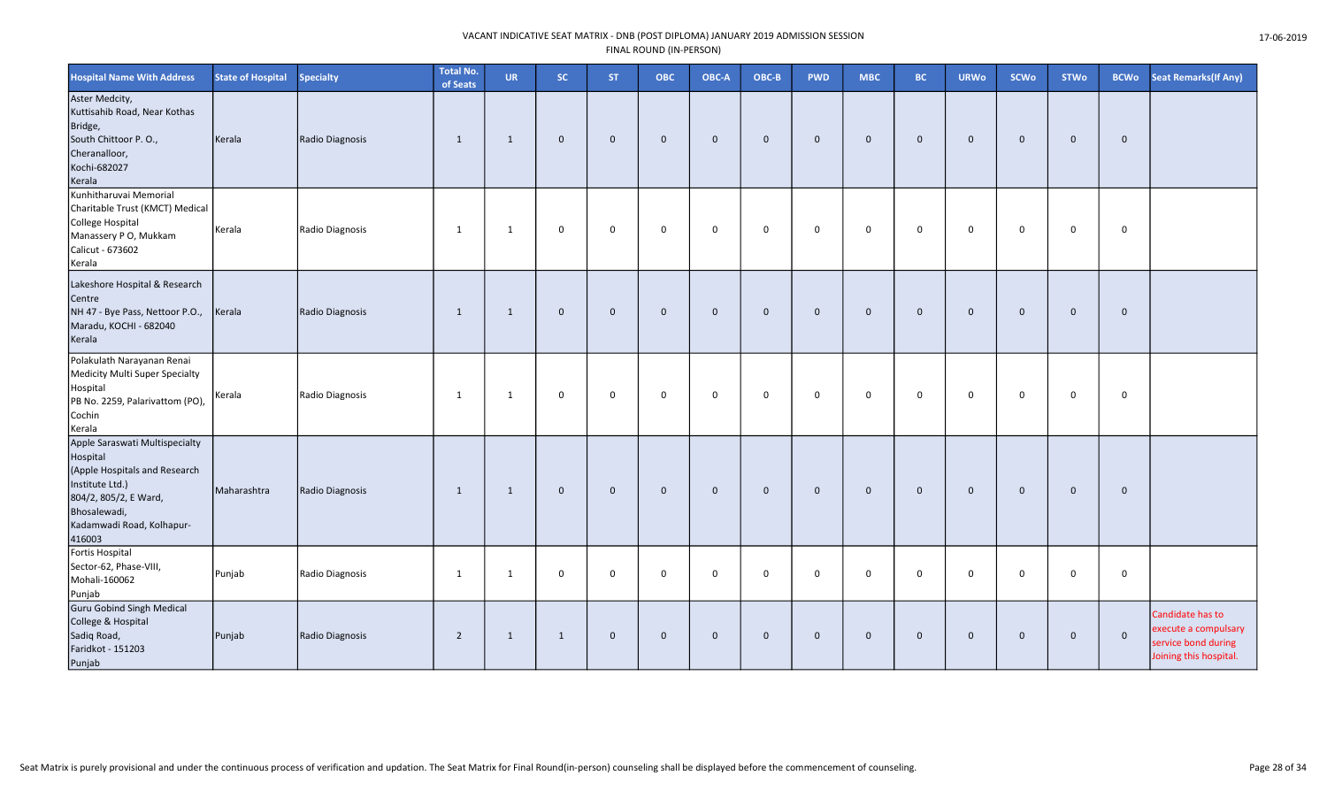VACANT INDICATIVE SEAT MATRIX - DNB (POST DIPLOMA) JANUARY 2019 ADMISSION SESSION
FINAL ROUND (IN-PERSON)

| Hospital Name With Address | State of Hospital | Specialty | Total No. of Seats | UR | SC | ST | OBC | OBC-A | OBC-B | PWD | MBC | BC | URWo | SCWo | STWo | BCWo | Seat Remarks(If Any) |
|---|---|---|---|---|---|---|---|---|---|---|---|---|---|---|---|---|---|
| Aster Medcity, Kuttisahib Road, Near Kothas Bridge, South Chittoor P. O., Cheranalloor, Kochi-682027 Kerala | Kerala | Radio Diagnosis | 1 | 1 | 0 | 0 | 0 | 0 | 0 | 0 | 0 | 0 | 0 | 0 | 0 | 0 | |
| Kunhitharuvai Memorial Charitable Trust (KMCT) Medical College Hospital Manassery P O, Mukkam Calicut - 673602 Kerala | Kerala | Radio Diagnosis | 1 | 1 | 0 | 0 | 0 | 0 | 0 | 0 | 0 | 0 | 0 | 0 | 0 | 0 | |
| Lakeshore Hospital & Research Centre NH 47 - Bye Pass, Nettoor P.O., Maradu, KOCHI - 682040 Kerala | Kerala | Radio Diagnosis | 1 | 1 | 0 | 0 | 0 | 0 | 0 | 0 | 0 | 0 | 0 | 0 | 0 | 0 | |
| Polakulath Narayanan Renai Medicity Multi Super Specialty Hospital PB No. 2259, Palarivattom (PO), Cochin Kerala | Kerala | Radio Diagnosis | 1 | 1 | 0 | 0 | 0 | 0 | 0 | 0 | 0 | 0 | 0 | 0 | 0 | 0 | |
| Apple Saraswati Multispecialty Hospital (Apple Hospitals and Research Institute Ltd.) 804/2, 805/2, E Ward, Bhosalewadi, Kadamwadi Road, Kolhapur-416003 | Maharashtra | Radio Diagnosis | 1 | 1 | 0 | 0 | 0 | 0 | 0 | 0 | 0 | 0 | 0 | 0 | 0 | 0 | |
| Fortis Hospital Sector-62, Phase-VIII, Mohali-160062 Punjab | Punjab | Radio Diagnosis | 1 | 1 | 0 | 0 | 0 | 0 | 0 | 0 | 0 | 0 | 0 | 0 | 0 | 0 | |
| Guru Gobind Singh Medical College & Hospital Sadiq Road, Faridkot - 151203 Punjab | Punjab | Radio Diagnosis | 2 | 1 | 1 | 0 | 0 | 0 | 0 | 0 | 0 | 0 | 0 | 0 | 0 | 0 | Candidate has to execute a compulsary service bond during Joining this hospital. |

Seat Matrix is purely provisional and under the continuous process of verification and updation. The Seat Matrix for Final Round(in-person) counseling shall be displayed before the commencement of counseling.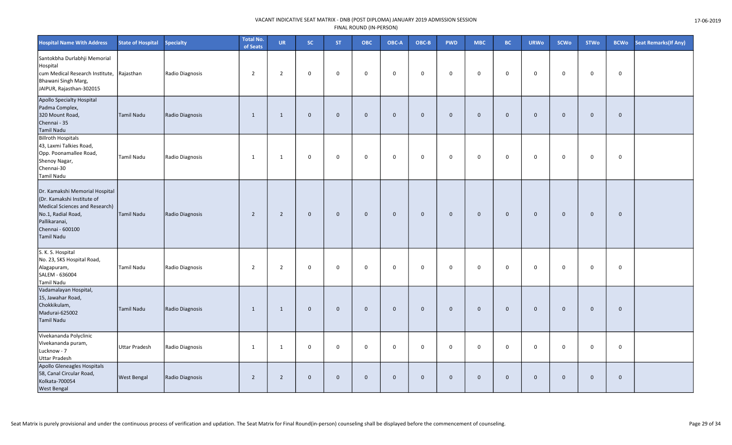| Hospital Name With Address | State of Hospital | Specialty | Total No. of Seats | UR | SC | ST | OBC | OBC-A | OBC-B | PWD | MBC | BC | URWo | SCWo | STWo | BCWo | Seat Remarks(If Any) |
|---|---|---|---|---|---|---|---|---|---|---|---|---|---|---|---|---|---|
| Santokbha Durlabhji Memorial Hospital cum Medical Research Institute, Bhawani Singh Marg, JAIPUR, Rajasthan-302015 | Rajasthan | Radio Diagnosis | 2 | 2 | 0 | 0 | 0 | 0 | 0 | 0 | 0 | 0 | 0 | 0 | 0 | 0 | |
| Apollo Specialty Hospital Padma Complex, 320 Mount Road, Chennai - 35 Tamil Nadu | Tamil Nadu | Radio Diagnosis | 1 | 1 | 0 | 0 | 0 | 0 | 0 | 0 | 0 | 0 | 0 | 0 | 0 | 0 | |
| Billroth Hospitals 43, Laxmi Talkies Road, Opp. Poonamallee Road, Shenoy Nagar, Chennai-30 Tamil Nadu | Tamil Nadu | Radio Diagnosis | 1 | 1 | 0 | 0 | 0 | 0 | 0 | 0 | 0 | 0 | 0 | 0 | 0 | 0 | |
| Dr. Kamakshi Memorial Hospital (Dr. Kamakshi Institute of Medical Sciences and Research) No.1, Radial Road, Pallikaranai, Chennai - 600100 Tamil Nadu | Tamil Nadu | Radio Diagnosis | 2 | 2 | 0 | 0 | 0 | 0 | 0 | 0 | 0 | 0 | 0 | 0 | 0 | 0 | |
| S. K. S. Hospital No. 23, SKS Hospital Road, Alagapuram, SALEM - 636004 Tamil Nadu | Tamil Nadu | Radio Diagnosis | 2 | 2 | 0 | 0 | 0 | 0 | 0 | 0 | 0 | 0 | 0 | 0 | 0 | 0 | |
| Vadamalayan Hospital, 15, Jawahar Road, Chokkikulam, Madurai-625002 Tamil Nadu | Tamil Nadu | Radio Diagnosis | 1 | 1 | 0 | 0 | 0 | 0 | 0 | 0 | 0 | 0 | 0 | 0 | 0 | 0 | |
| Vivekananda Polyclinic Vivekananda puram, Lucknow - 7 Uttar Pradesh | Uttar Pradesh | Radio Diagnosis | 1 | 1 | 0 | 0 | 0 | 0 | 0 | 0 | 0 | 0 | 0 | 0 | 0 | 0 | |
| Apollo Gleneagles Hospitals 58, Canal Circular Road, Kolkata-700054 West Bengal | West Bengal | Radio Diagnosis | 2 | 2 | 0 | 0 | 0 | 0 | 0 | 0 | 0 | 0 | 0 | 0 | 0 | 0 | |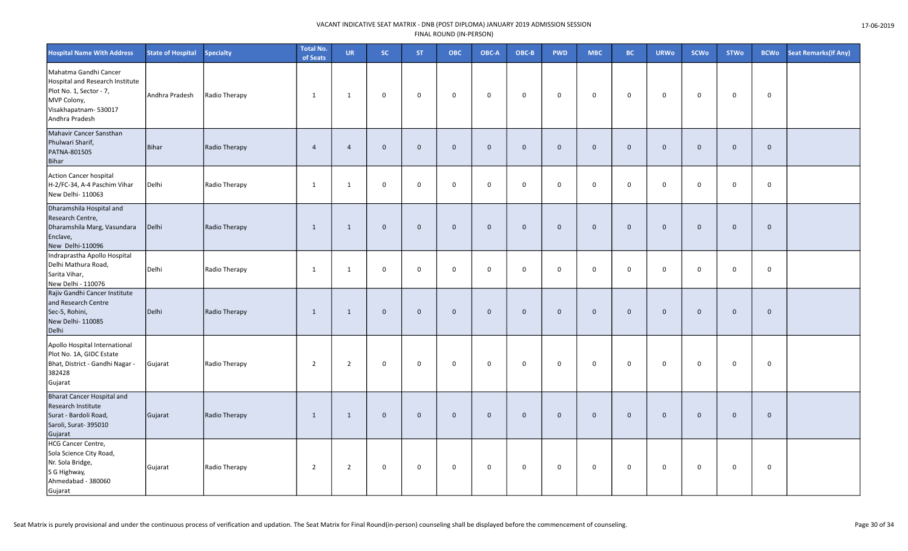VACANT INDICATIVE SEAT MATRIX - DNB (POST DIPLOMA) JANUARY 2019 ADMISSION SESSION
FINAL ROUND (IN-PERSON)

| Hospital Name With Address | State of Hospital | Specialty | Total No. of Seats | UR | SC | ST | OBC | OBC-A | OBC-B | PWD | MBC | BC | URWo | SCWo | STWo | BCWo | Seat Remarks(If Any) |
|---|---|---|---|---|---|---|---|---|---|---|---|---|---|---|---|---|---|
| Mahatma Gandhi Cancer Hospital and Research Institute Plot No. 1, Sector - 7, MVP Colony, Visakhapatnam- 530017 Andhra Pradesh | Andhra Pradesh | Radio Therapy | 1 | 1 | 0 | 0 | 0 | 0 | 0 | 0 | 0 | 0 | 0 | 0 | 0 | 0 | |
| Mahavir Cancer Sansthan Phulwari Sharif, PATNA-801505 Bihar | Bihar | Radio Therapy | 4 | 4 | 0 | 0 | 0 | 0 | 0 | 0 | 0 | 0 | 0 | 0 | 0 | 0 | |
| Action Cancer hospital H-2/FC-34, A-4 Paschim Vihar New Delhi- 110063 | Delhi | Radio Therapy | 1 | 1 | 0 | 0 | 0 | 0 | 0 | 0 | 0 | 0 | 0 | 0 | 0 | 0 | |
| Dharamshila Hospital and Research Centre, Dharamshila Marg, Vasundara Enclave, New Delhi-110096 | Delhi | Radio Therapy | 1 | 1 | 0 | 0 | 0 | 0 | 0 | 0 | 0 | 0 | 0 | 0 | 0 | 0 | |
| Indraprastha Apollo Hospital Delhi Mathura Road, Sarita Vihar, New Delhi - 110076 | Delhi | Radio Therapy | 1 | 1 | 0 | 0 | 0 | 0 | 0 | 0 | 0 | 0 | 0 | 0 | 0 | 0 | |
| Rajiv Gandhi Cancer Institute and Research Centre Sec-5, Rohini, New Delhi- 110085 Delhi | Delhi | Radio Therapy | 1 | 1 | 0 | 0 | 0 | 0 | 0 | 0 | 0 | 0 | 0 | 0 | 0 | 0 | |
| Apollo Hospital International Plot No. 1A, GIDC Estate Bhat, District - Gandhi Nagar - 382428 Gujarat | Gujarat | Radio Therapy | 2 | 2 | 0 | 0 | 0 | 0 | 0 | 0 | 0 | 0 | 0 | 0 | 0 | 0 | |
| Bharat Cancer Hospital and Research Institute Surat - Bardoli Road, Saroli, Surat- 395010 Gujarat | Gujarat | Radio Therapy | 1 | 1 | 0 | 0 | 0 | 0 | 0 | 0 | 0 | 0 | 0 | 0 | 0 | 0 | |
| HCG Cancer Centre, Sola Science City Road, Nr. Sola Bridge, S G Highway, Ahmedabad - 380060 Gujarat | Gujarat | Radio Therapy | 2 | 2 | 0 | 0 | 0 | 0 | 0 | 0 | 0 | 0 | 0 | 0 | 0 | 0 | |

Seat Matrix is purely provisional and under the continuous process of verification and updation. The Seat Matrix for Final Round(in-person) counseling shall be displayed before the commencement of counseling.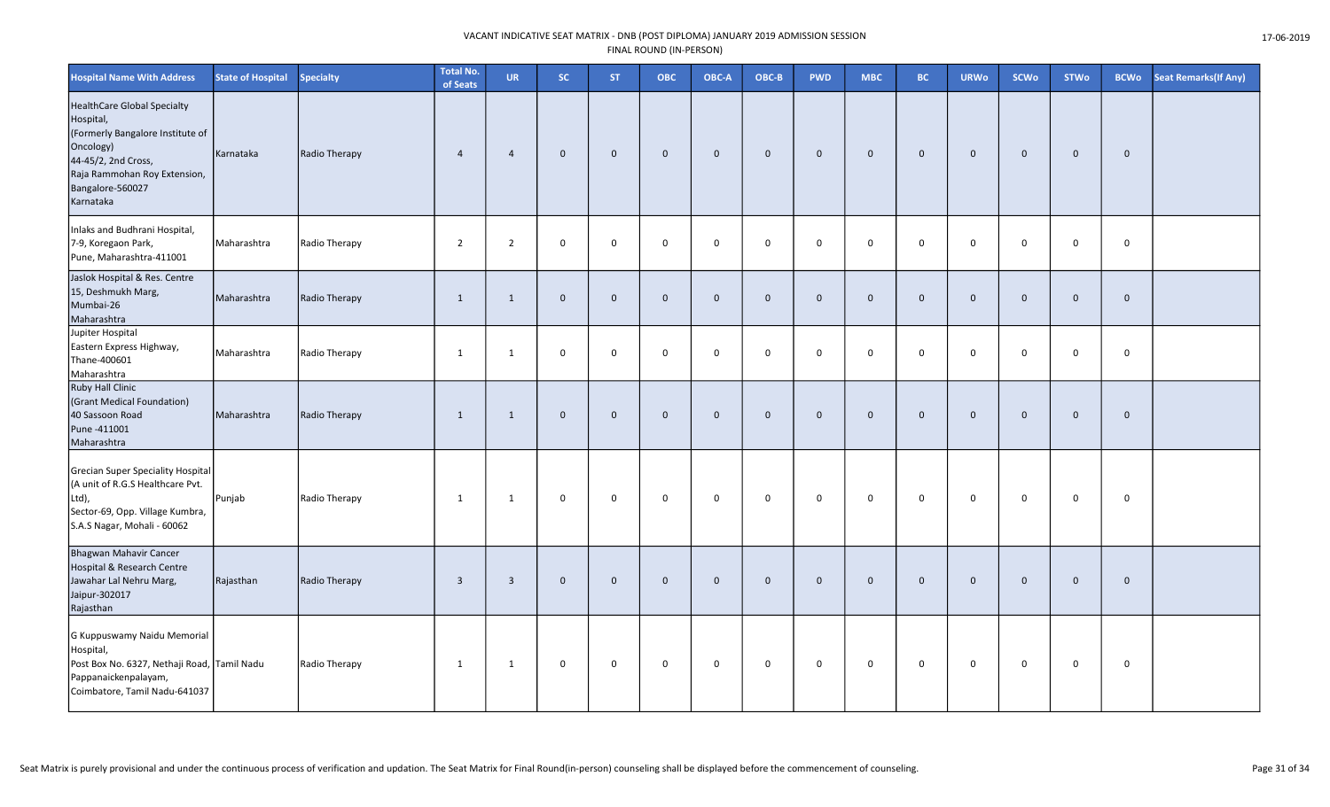VACANT INDICATIVE SEAT MATRIX - DNB (POST DIPLOMA) JANUARY 2019 ADMISSION SESSION
FINAL ROUND (IN-PERSON)

17-06-2019

| Hospital Name With Address | State of Hospital | Specialty | Total No. of Seats | UR | SC | ST | OBC | OBC-A | OBC-B | PWD | MBC | BC | URWo | SCWo | STWo | BCWo | Seat Remarks(If Any) |
|---|---|---|---|---|---|---|---|---|---|---|---|---|---|---|---|---|---|
| HealthCare Global Specialty Hospital, (Formerly Bangalore Institute of Oncology) 44-45/2, 2nd Cross, Raja Rammohan Roy Extension, Bangalore-560027 Karnataka | Karnataka | Radio Therapy | 4 | 4 | 0 | 0 | 0 | 0 | 0 | 0 | 0 | 0 | 0 | 0 | 0 | 0 | |
| Inlaks and Budhrani Hospital, 7-9, Koregaon Park, Pune, Maharashtra-411001 | Maharashtra | Radio Therapy | 2 | 2 | 0 | 0 | 0 | 0 | 0 | 0 | 0 | 0 | 0 | 0 | 0 | 0 | |
| Jaslok Hospital & Res. Centre 15, Deshmukh Marg, Mumbai-26 Maharashtra | Maharashtra | Radio Therapy | 1 | 1 | 0 | 0 | 0 | 0 | 0 | 0 | 0 | 0 | 0 | 0 | 0 | 0 | |
| Jupiter Hospital Eastern Express Highway, Thane-400601 Maharashtra | Maharashtra | Radio Therapy | 1 | 1 | 0 | 0 | 0 | 0 | 0 | 0 | 0 | 0 | 0 | 0 | 0 | 0 | |
| Ruby Hall Clinic (Grant Medical Foundation) 40 Sassoon Road Pune -411001 Maharashtra | Maharashtra | Radio Therapy | 1 | 1 | 0 | 0 | 0 | 0 | 0 | 0 | 0 | 0 | 0 | 0 | 0 | 0 | |
| Grecian Super Speciality Hospital (A unit of R.G.S Healthcare Pvt. Ltd), Sector-69, Opp. Village Kumbra, S.A.S Nagar, Mohali - 60062 | Punjab | Radio Therapy | 1 | 1 | 0 | 0 | 0 | 0 | 0 | 0 | 0 | 0 | 0 | 0 | 0 | 0 | |
| Bhagwan Mahavir Cancer Hospital & Research Centre Jawahar Lal Nehru Marg, Jaipur-302017 Rajasthan | Rajasthan | Radio Therapy | 3 | 3 | 0 | 0 | 0 | 0 | 0 | 0 | 0 | 0 | 0 | 0 | 0 | 0 | |
| G Kuppuswamy Naidu Memorial Hospital, Post Box No. 6327, Nethaji Road, Pappanaickenpalayam, Coimbatore, Tamil Nadu-641037 | Tamil Nadu | Radio Therapy | 1 | 1 | 0 | 0 | 0 | 0 | 0 | 0 | 0 | 0 | 0 | 0 | 0 | 0 | |

Seat Matrix is purely provisional and under the continuous process of verification and updation. The Seat Matrix for Final Round(in-person) counseling shall be displayed before the commencement of counseling.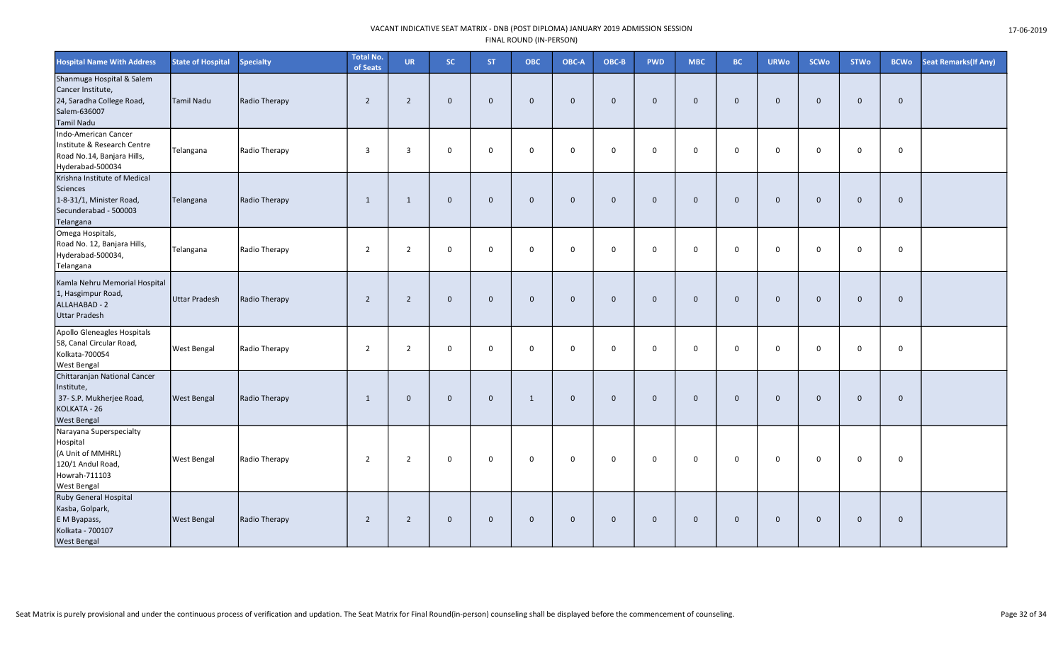| Hospital Name With Address | State of Hospital | Specialty | Total No. of Seats | UR | SC | ST | OBC | OBC-A | OBC-B | PWD | MBC | BC | URWo | SCWo | STWo | BCWo | Seat Remarks(If Any) |
|---|---|---|---|---|---|---|---|---|---|---|---|---|---|---|---|---|---|
| Shanmuga Hospital & Salem Cancer Institute, 24, Saradha College Road, Salem-636007 Tamil Nadu | Tamil Nadu | Radio Therapy | 2 | 2 | 0 | 0 | 0 | 0 | 0 | 0 | 0 | 0 | 0 | 0 | 0 | 0 | |
| Indo-American Cancer Institute & Research Centre Road No.14, Banjara Hills, Hyderabad-500034 | Telangana | Radio Therapy | 3 | 3 | 0 | 0 | 0 | 0 | 0 | 0 | 0 | 0 | 0 | 0 | 0 | 0 | |
| Krishna Institute of Medical Sciences 1-8-31/1, Minister Road, Secunderabad - 500003 Telangana | Telangana | Radio Therapy | 1 | 1 | 0 | 0 | 0 | 0 | 0 | 0 | 0 | 0 | 0 | 0 | 0 | 0 | |
| Omega Hospitals, Road No. 12, Banjara Hills, Hyderabad-500034, Telangana | Telangana | Radio Therapy | 2 | 2 | 0 | 0 | 0 | 0 | 0 | 0 | 0 | 0 | 0 | 0 | 0 | 0 | |
| Kamla Nehru Memorial Hospital 1, Hasgimpur Road, ALLAHABAD - 2 Uttar Pradesh | Uttar Pradesh | Radio Therapy | 2 | 2 | 0 | 0 | 0 | 0 | 0 | 0 | 0 | 0 | 0 | 0 | 0 | 0 | |
| Apollo Gleneagles Hospitals 58, Canal Circular Road, Kolkata-700054 West Bengal | West Bengal | Radio Therapy | 2 | 2 | 0 | 0 | 0 | 0 | 0 | 0 | 0 | 0 | 0 | 0 | 0 | 0 | |
| Chittaranjan National Cancer Institute, 37- S.P. Mukherjee Road, KOLKATA - 26 West Bengal | West Bengal | Radio Therapy | 1 | 0 | 0 | 0 | 1 | 0 | 0 | 0 | 0 | 0 | 0 | 0 | 0 | 0 | |
| Narayana Superspecialty Hospital (A Unit of MMHRL) 120/1 Andul Road, Howrah-711103 West Bengal | West Bengal | Radio Therapy | 2 | 2 | 0 | 0 | 0 | 0 | 0 | 0 | 0 | 0 | 0 | 0 | 0 | 0 | |
| Ruby General Hospital Kasba, Golpark, E M Byapass, Kolkata - 700107 West Bengal | West Bengal | Radio Therapy | 2 | 2 | 0 | 0 | 0 | 0 | 0 | 0 | 0 | 0 | 0 | 0 | 0 | 0 | |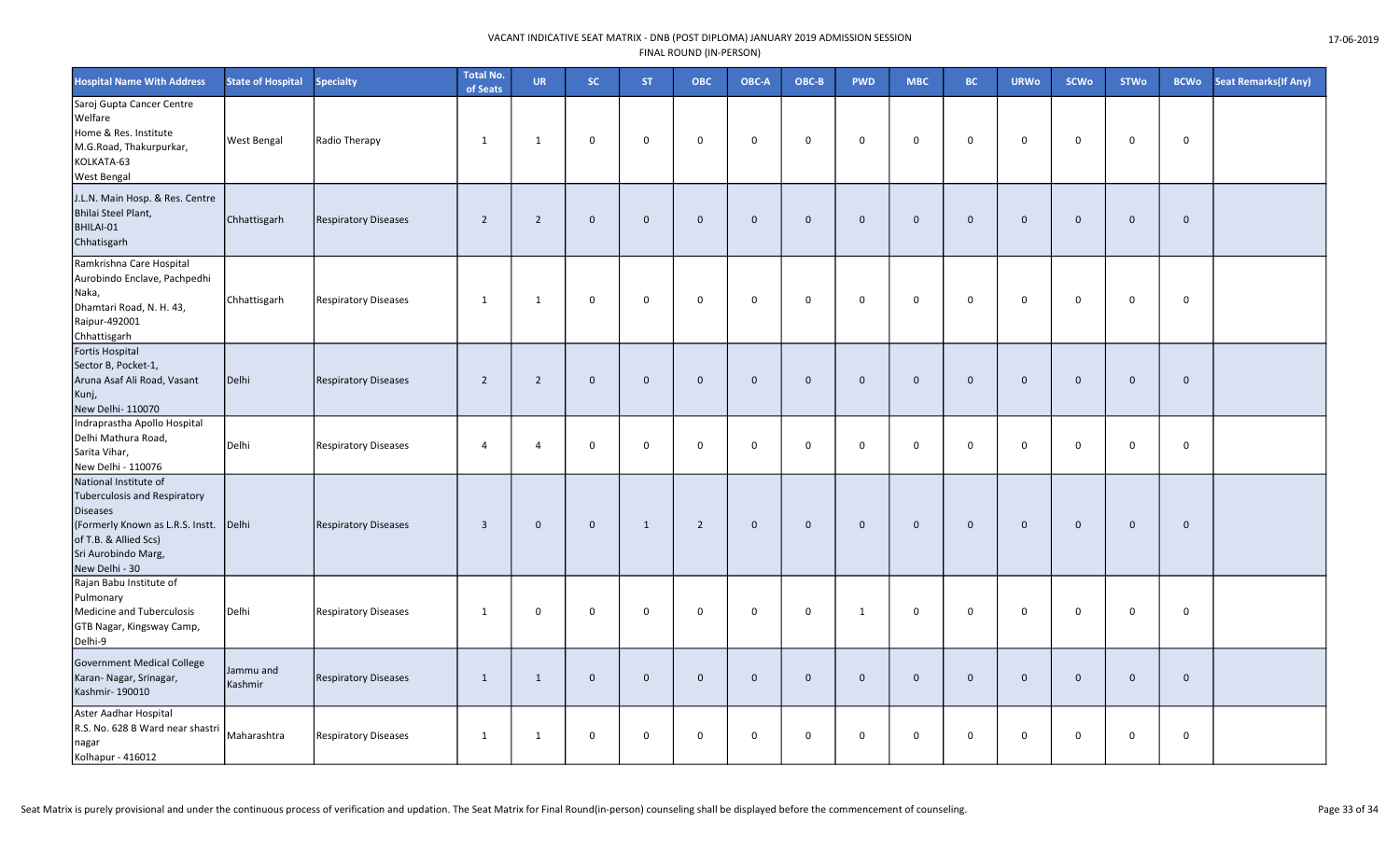VACANT INDICATIVE SEAT MATRIX - DNB (POST DIPLOMA) JANUARY 2019 ADMISSION SESSION
FINAL ROUND (IN-PERSON)

| Hospital Name With Address | State of Hospital | Specialty | Total No. of Seats | UR | SC | ST | OBC | OBC-A | OBC-B | PWD | MBC | BC | URWo | SCWo | STWo | BCWo | Seat Remarks(If Any) |
|---|---|---|---|---|---|---|---|---|---|---|---|---|---|---|---|---|---|
| Saroj Gupta Cancer Centre Welfare Home & Res. Institute M.G.Road, Thakurpurkar, KOLKATA-63 West Bengal | West Bengal | Radio Therapy | 1 | 1 | 0 | 0 | 0 | 0 | 0 | 0 | 0 | 0 | 0 | 0 | 0 | 0 | |
| J.L.N. Main Hosp. & Res. Centre Bhilai Steel Plant, BHILAI-01 Chhatisgarh | Chhattisgarh | Respiratory Diseases | 2 | 2 | 0 | 0 | 0 | 0 | 0 | 0 | 0 | 0 | 0 | 0 | 0 | 0 | |
| Ramkrishna Care Hospital Aurobindo Enclave, Pachpedhi Naka, Dhamtari Road, N. H. 43, Raipur-492001 Chhattisgarh | Chhattisgarh | Respiratory Diseases | 1 | 1 | 0 | 0 | 0 | 0 | 0 | 0 | 0 | 0 | 0 | 0 | 0 | 0 | |
| Fortis Hospital Sector B, Pocket-1, Aruna Asaf Ali Road, Vasant Kunj, New Delhi- 110070 | Delhi | Respiratory Diseases | 2 | 2 | 0 | 0 | 0 | 0 | 0 | 0 | 0 | 0 | 0 | 0 | 0 | 0 | |
| Indraprastha Apollo Hospital Delhi Mathura Road, Sarita Vihar, New Delhi - 110076 | Delhi | Respiratory Diseases | 4 | 4 | 0 | 0 | 0 | 0 | 0 | 0 | 0 | 0 | 0 | 0 | 0 | 0 | |
| National Institute of Tuberculosis and Respiratory Diseases (Formerly Known as L.R.S. Instt. of T.B. & Allied Scs) Sri Aurobindo Marg, New Delhi - 30 | Delhi | Respiratory Diseases | 3 | 0 | 0 | 1 | 2 | 0 | 0 | 0 | 0 | 0 | 0 | 0 | 0 | 0 | |
| Rajan Babu Institute of Pulmonary Medicine and Tuberculosis GTB Nagar, Kingsway Camp, Delhi-9 | Delhi | Respiratory Diseases | 1 | 0 | 0 | 0 | 0 | 0 | 0 | 1 | 0 | 0 | 0 | 0 | 0 | 0 | |
| Government Medical College Karan- Nagar, Srinagar, Kashmir- 190010 | Jammu and Kashmir | Respiratory Diseases | 1 | 1 | 0 | 0 | 0 | 0 | 0 | 0 | 0 | 0 | 0 | 0 | 0 | 0 | |
| Aster Aadhar Hospital R.S. No. 628 B Ward near shastri nagar Kolhapur - 416012 | Maharashtra | Respiratory Diseases | 1 | 1 | 0 | 0 | 0 | 0 | 0 | 0 | 0 | 0 | 0 | 0 | 0 | 0 | |

Seat Matrix is purely provisional and under the continuous process of verification and updation. The Seat Matrix for Final Round(in-person) counseling shall be displayed before the commencement of counseling.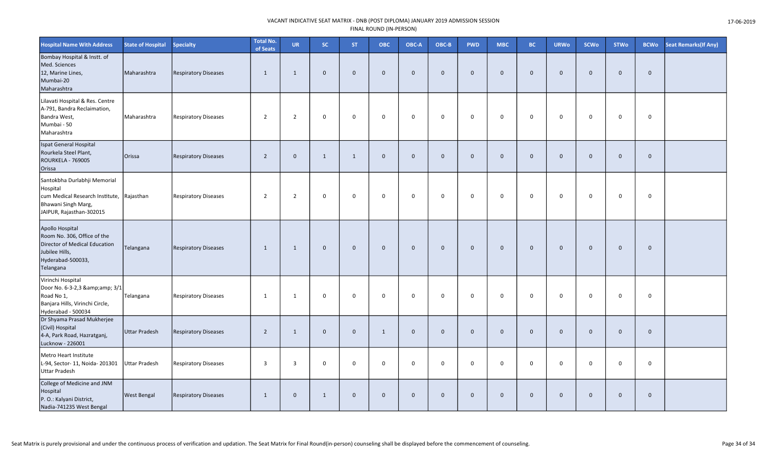| Hospital Name With Address | State of Hospital | Specialty | Total No. of Seats | UR | SC | ST | OBC | OBC-A | OBC-B | PWD | MBC | BC | URWo | SCWo | STWo | BCWo | Seat Remarks(If Any) |
|---|---|---|---|---|---|---|---|---|---|---|---|---|---|---|---|---|---|
| Bombay Hospital & Instt. of Med. Sciences 12, Marine Lines, Mumbai-20 Maharashtra | Maharashtra | Respiratory Diseases | 1 | 1 | 0 | 0 | 0 | 0 | 0 | 0 | 0 | 0 | 0 | 0 | 0 | 0 | |
| Lilavati Hospital & Res. Centre A-791, Bandra Reclaimation, Bandra West, Mumbai - 50 Maharashtra | Maharashtra | Respiratory Diseases | 2 | 2 | 0 | 0 | 0 | 0 | 0 | 0 | 0 | 0 | 0 | 0 | 0 | 0 | |
| Ispat General Hospital Rourkela Steel Plant, ROURKELA - 769005 Orissa | Orissa | Respiratory Diseases | 2 | 0 | 1 | 1 | 0 | 0 | 0 | 0 | 0 | 0 | 0 | 0 | 0 | 0 | |
| Santokbha Durlabhji Memorial Hospital cum Medical Research Institute, Bhawani Singh Marg, JAIPUR, Rajasthan-302015 | Rajasthan | Respiratory Diseases | 2 | 2 | 0 | 0 | 0 | 0 | 0 | 0 | 0 | 0 | 0 | 0 | 0 | 0 | |
| Apollo Hospital Room No. 306, Office of the Director of Medical Education Jubilee Hills, Hyderabad-500033, Telangana | Telangana | Respiratory Diseases | 1 | 1 | 0 | 0 | 0 | 0 | 0 | 0 | 0 | 0 | 0 | 0 | 0 | 0 | |
| Virinchi Hospital Door No. 6-3-2,3 &amp;amp; 3/1 Road No 1, Banjara Hills, Virinchi Circle, Hyderabad - 500034 | Telangana | Respiratory Diseases | 1 | 1 | 0 | 0 | 0 | 0 | 0 | 0 | 0 | 0 | 0 | 0 | 0 | 0 | |
| Dr Shyama Prasad Mukherjee (Civil) Hospital 4-A, Park Road, Hazratganj, Lucknow - 226001 | Uttar Pradesh | Respiratory Diseases | 2 | 1 | 0 | 0 | 1 | 0 | 0 | 0 | 0 | 0 | 0 | 0 | 0 | 0 | |
| Metro Heart Institute L-94, Sector- 11, Noida- 201301 Uttar Pradesh | Uttar Pradesh | Respiratory Diseases | 3 | 3 | 0 | 0 | 0 | 0 | 0 | 0 | 0 | 0 | 0 | 0 | 0 | 0 | |
| College of Medicine and JNM Hospital P. O.: Kalyani District, Nadia-741235 West Bengal | West Bengal | Respiratory Diseases | 1 | 0 | 1 | 0 | 0 | 0 | 0 | 0 | 0 | 0 | 0 | 0 | 0 | 0 | |

Seat Matrix is purely provisional and under the continuous process of verification and updation. The Seat Matrix for Final Round(in-person) counseling shall be displayed before the commencement of counseling.